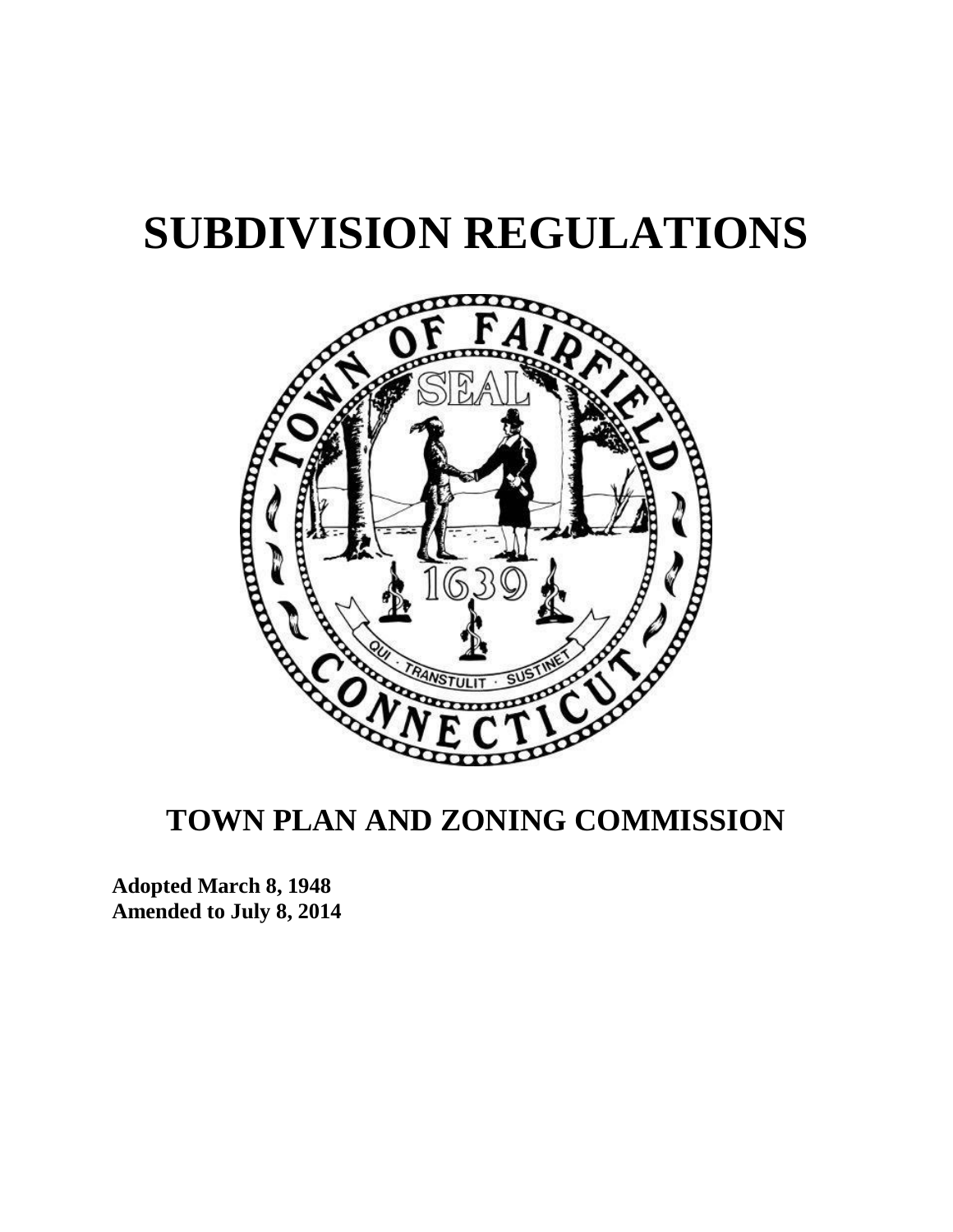# SUBDIVISION REGULATIONS

## TOWN PLAN AND ZONING COMMISSION

**Adopted March 8, 1948**
**Amended to July 8, 2014**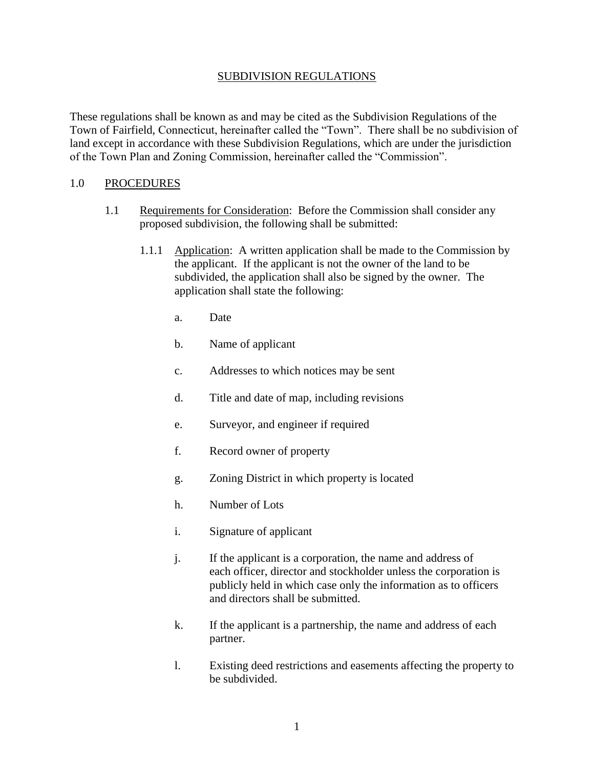# SUBDIVISION REGULATIONS

These regulations shall be known as and may be cited as the Subdivision Regulations of the Town of Fairfield, Connecticut, hereinafter called the "Town". There shall be no subdivision of land except in accordance with these Subdivision Regulations, which are under the jurisdiction of the Town Plan and Zoning Commission, hereinafter called the "Commission".

## 1.0 PROCEDURES

### 1.1 Requirements for Consideration:

Before the Commission shall consider any proposed subdivision, the following shall be submitted:

#### 1.1.1 Application:

A written application shall be made to the Commission by the applicant. If the applicant is not the owner of the land to be subdivided, the application shall also be signed by the owner. The application shall state the following:

a. Date

b. Name of applicant

c. Addresses to which notices may be sent

d. Title and date of map, including revisions

e. Surveyor, and engineer if required

f. Record owner of property

g. Zoning District in which property is located

h. Number of Lots

i. Signature of applicant

j. If the applicant is a corporation, the name and address of each officer, director and stockholder unless the corporation is publicly held in which case only the information as to officers and directors shall be submitted.

k. If the applicant is a partnership, the name and address of each partner.

l. Existing deed restrictions and easements affecting the property to be subdivided.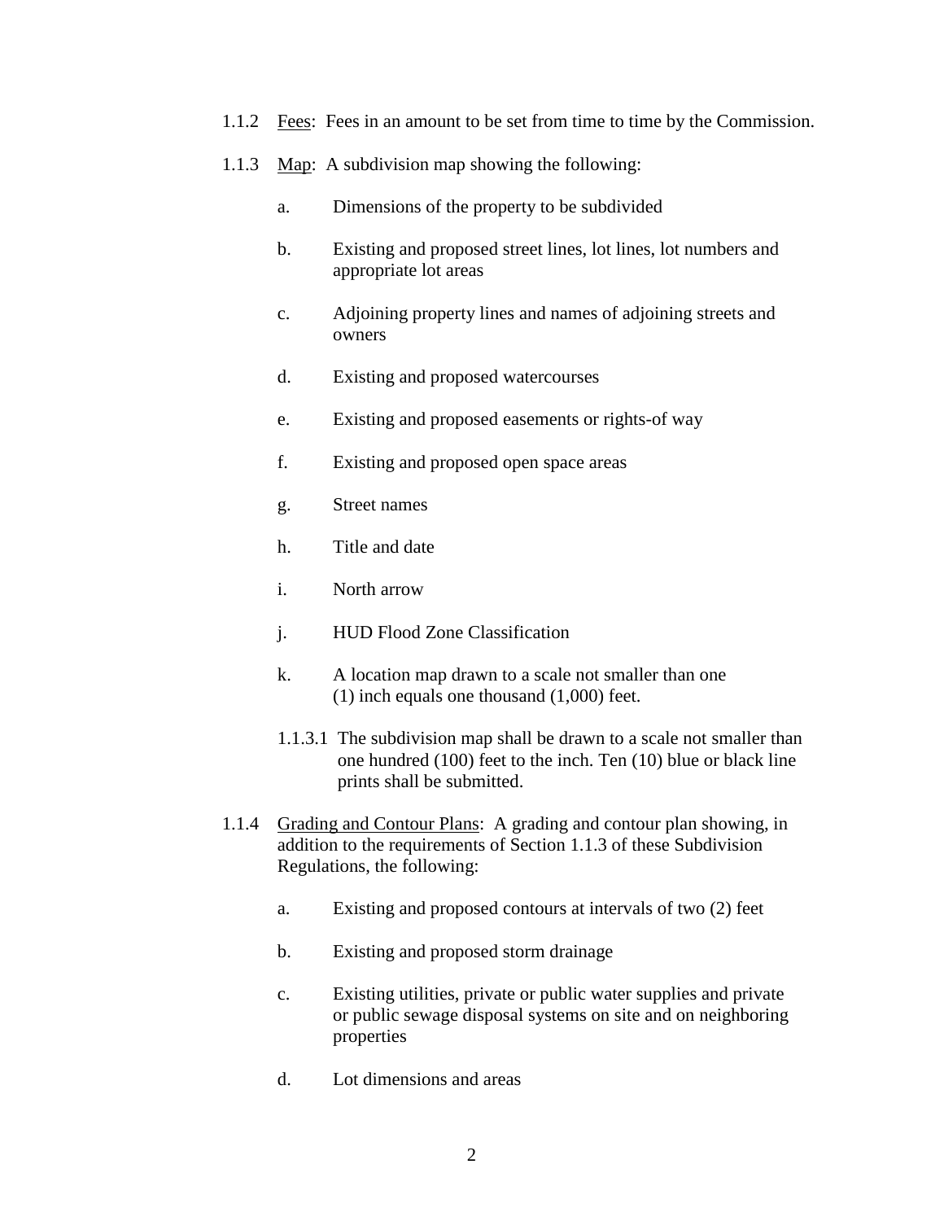1.1.2 Fees: Fees in an amount to be set from time to time by the Commission.

1.1.3 Map: A subdivision map showing the following:

a. Dimensions of the property to be subdivided

b. Existing and proposed street lines, lot lines, lot numbers and appropriate lot areas

c. Adjoining property lines and names of adjoining streets and owners

d. Existing and proposed watercourses

e. Existing and proposed easements or rights-of way

f. Existing and proposed open space areas

g. Street names

h. Title and date

i. North arrow

j. HUD Flood Zone Classification

k. A location map drawn to a scale not smaller than one (1) inch equals one thousand (1,000) feet.

1.1.3.1 The subdivision map shall be drawn to a scale not smaller than one hundred (100) feet to the inch. Ten (10) blue or black line prints shall be submitted.

1.1.4 Grading and Contour Plans: A grading and contour plan showing, in addition to the requirements of Section 1.1.3 of these Subdivision Regulations, the following:

a. Existing and proposed contours at intervals of two (2) feet

b. Existing and proposed storm drainage

c. Existing utilities, private or public water supplies and private or public sewage disposal systems on site and on neighboring properties

d. Lot dimensions and areas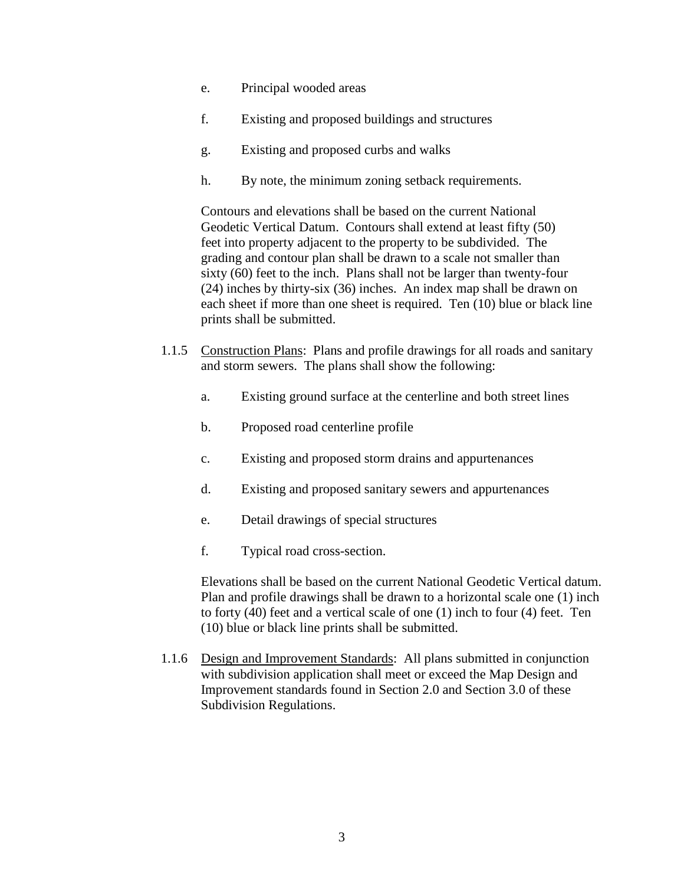e. Principal wooded areas

f. Existing and proposed buildings and structures

g. Existing and proposed curbs and walks

h. By note, the minimum zoning setback requirements.

Contours and elevations shall be based on the current National Geodetic Vertical Datum. Contours shall extend at least fifty (50) feet into property adjacent to the property to be subdivided. The grading and contour plan shall be drawn to a scale not smaller than sixty (60) feet to the inch. Plans shall not be larger than twenty-four (24) inches by thirty-six (36) inches. An index map shall be drawn on each sheet if more than one sheet is required. Ten (10) blue or black line prints shall be submitted.

1.1.5 <u>Construction Plans</u>: Plans and profile drawings for all roads and sanitary and storm sewers. The plans shall show the following:

a. Existing ground surface at the centerline and both street lines

b. Proposed road centerline profile

c. Existing and proposed storm drains and appurtenances

d. Existing and proposed sanitary sewers and appurtenances

e. Detail drawings of special structures

f. Typical road cross-section.

Elevations shall be based on the current National Geodetic Vertical datum. Plan and profile drawings shall be drawn to a horizontal scale one (1) inch to forty (40) feet and a vertical scale of one (1) inch to four (4) feet. Ten (10) blue or black line prints shall be submitted.

1.1.6 <u>Design and Improvement Standards</u>: All plans submitted in conjunction with subdivision application shall meet or exceed the Map Design and Improvement standards found in Section 2.0 and Section 3.0 of these Subdivision Regulations.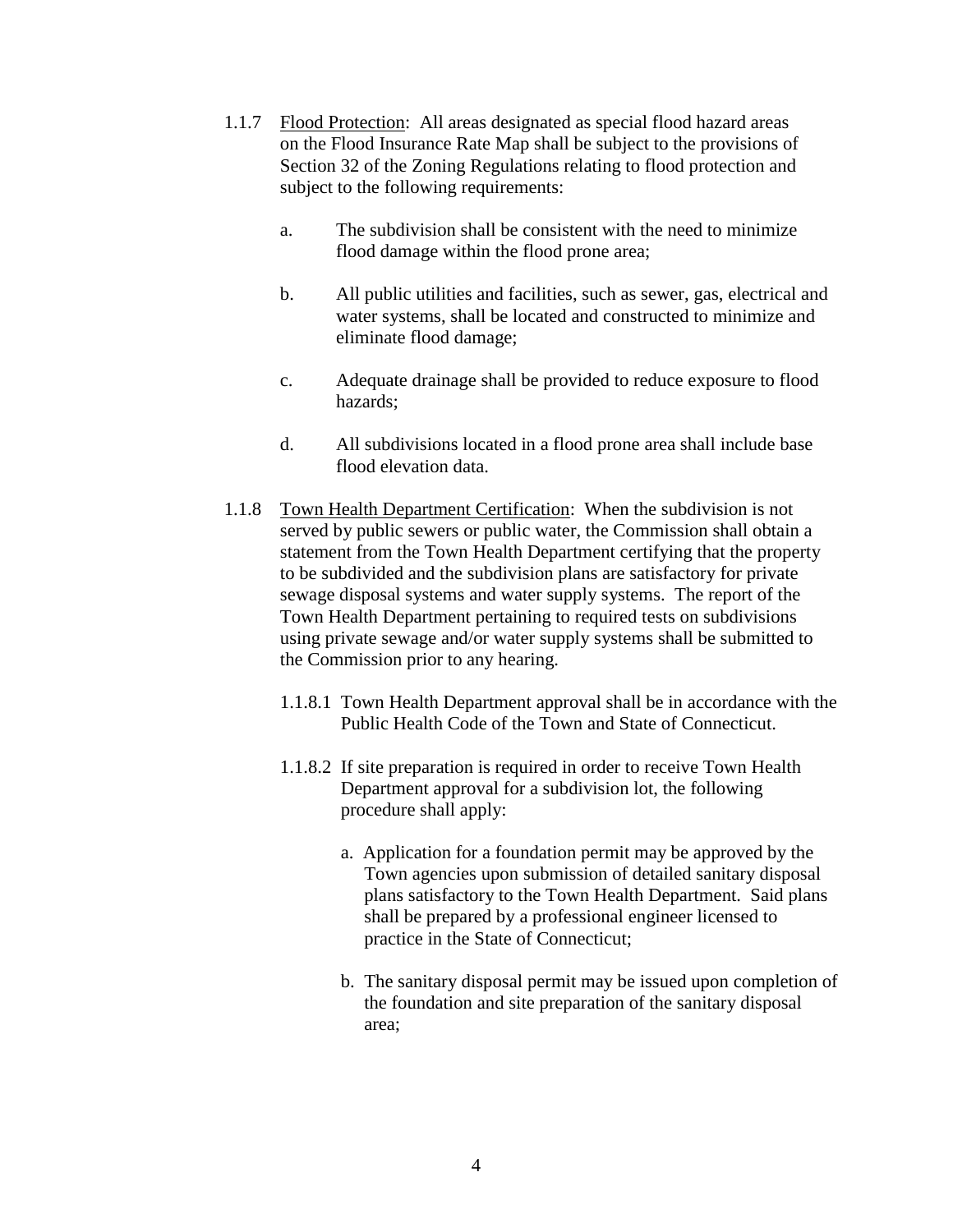1.1.7 Flood Protection: All areas designated as special flood hazard areas on the Flood Insurance Rate Map shall be subject to the provisions of Section 32 of the Zoning Regulations relating to flood protection and subject to the following requirements:

   a. The subdivision shall be consistent with the need to minimize flood damage within the flood prone area;

   b. All public utilities and facilities, such as sewer, gas, electrical and water systems, shall be located and constructed to minimize and eliminate flood damage;

   c. Adequate drainage shall be provided to reduce exposure to flood hazards;

   d. All subdivisions located in a flood prone area shall include base flood elevation data.

1.1.8 Town Health Department Certification: When the subdivision is not served by public sewers or public water, the Commission shall obtain a statement from the Town Health Department certifying that the property to be subdivided and the subdivision plans are satisfactory for private sewage disposal systems and water supply systems. The report of the Town Health Department pertaining to required tests on subdivisions using private sewage and/or water supply systems shall be submitted to the Commission prior to any hearing.

   1.1.8.1 Town Health Department approval shall be in accordance with the Public Health Code of the Town and State of Connecticut.

   1.1.8.2 If site preparation is required in order to receive Town Health Department approval for a subdivision lot, the following procedure shall apply:

      a. Application for a foundation permit may be approved by the Town agencies upon submission of detailed sanitary disposal plans satisfactory to the Town Health Department. Said plans shall be prepared by a professional engineer licensed to practice in the State of Connecticut;

      b. The sanitary disposal permit may be issued upon completion of the foundation and site preparation of the sanitary disposal area;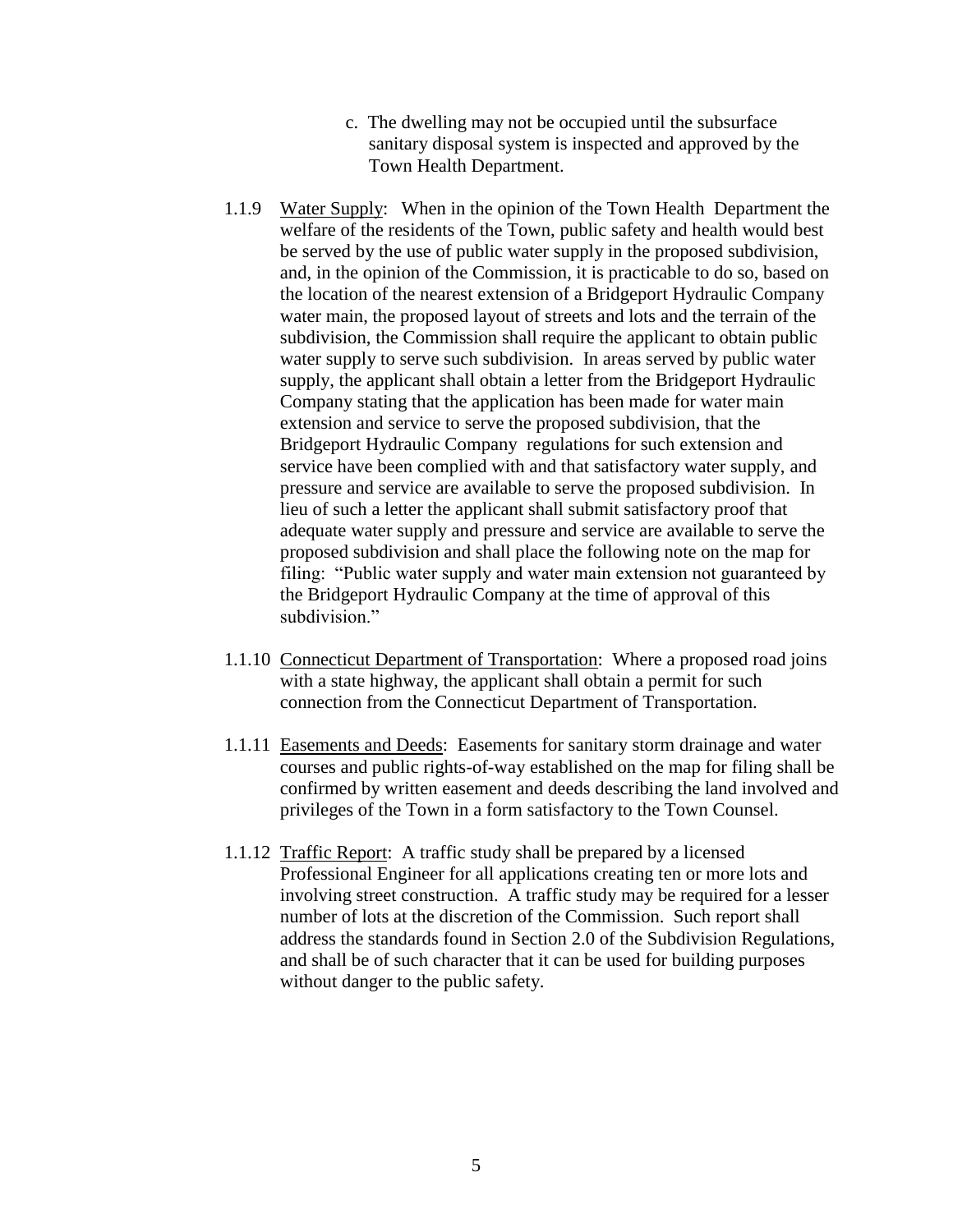c. The dwelling may not be occupied until the subsurface sanitary disposal system is inspected and approved by the Town Health Department.

1.1.9 Water Supply: When in the opinion of the Town Health Department the welfare of the residents of the Town, public safety and health would best be served by the use of public water supply in the proposed subdivision, and, in the opinion of the Commission, it is practicable to do so, based on the location of the nearest extension of a Bridgeport Hydraulic Company water main, the proposed layout of streets and lots and the terrain of the subdivision, the Commission shall require the applicant to obtain public water supply to serve such subdivision. In areas served by public water supply, the applicant shall obtain a letter from the Bridgeport Hydraulic Company stating that the application has been made for water main extension and service to serve the proposed subdivision, that the Bridgeport Hydraulic Company regulations for such extension and service have been complied with and that satisfactory water supply, and pressure and service are available to serve the proposed subdivision. In lieu of such a letter the applicant shall submit satisfactory proof that adequate water supply and pressure and service are available to serve the proposed subdivision and shall place the following note on the map for filing: "Public water supply and water main extension not guaranteed by the Bridgeport Hydraulic Company at the time of approval of this subdivision."

1.1.10 Connecticut Department of Transportation: Where a proposed road joins with a state highway, the applicant shall obtain a permit for such connection from the Connecticut Department of Transportation.

1.1.11 Easements and Deeds: Easements for sanitary storm drainage and water courses and public rights-of-way established on the map for filing shall be confirmed by written easement and deeds describing the land involved and privileges of the Town in a form satisfactory to the Town Counsel.

1.1.12 Traffic Report: A traffic study shall be prepared by a licensed Professional Engineer for all applications creating ten or more lots and involving street construction. A traffic study may be required for a lesser number of lots at the discretion of the Commission. Such report shall address the standards found in Section 2.0 of the Subdivision Regulations, and shall be of such character that it can be used for building purposes without danger to the public safety.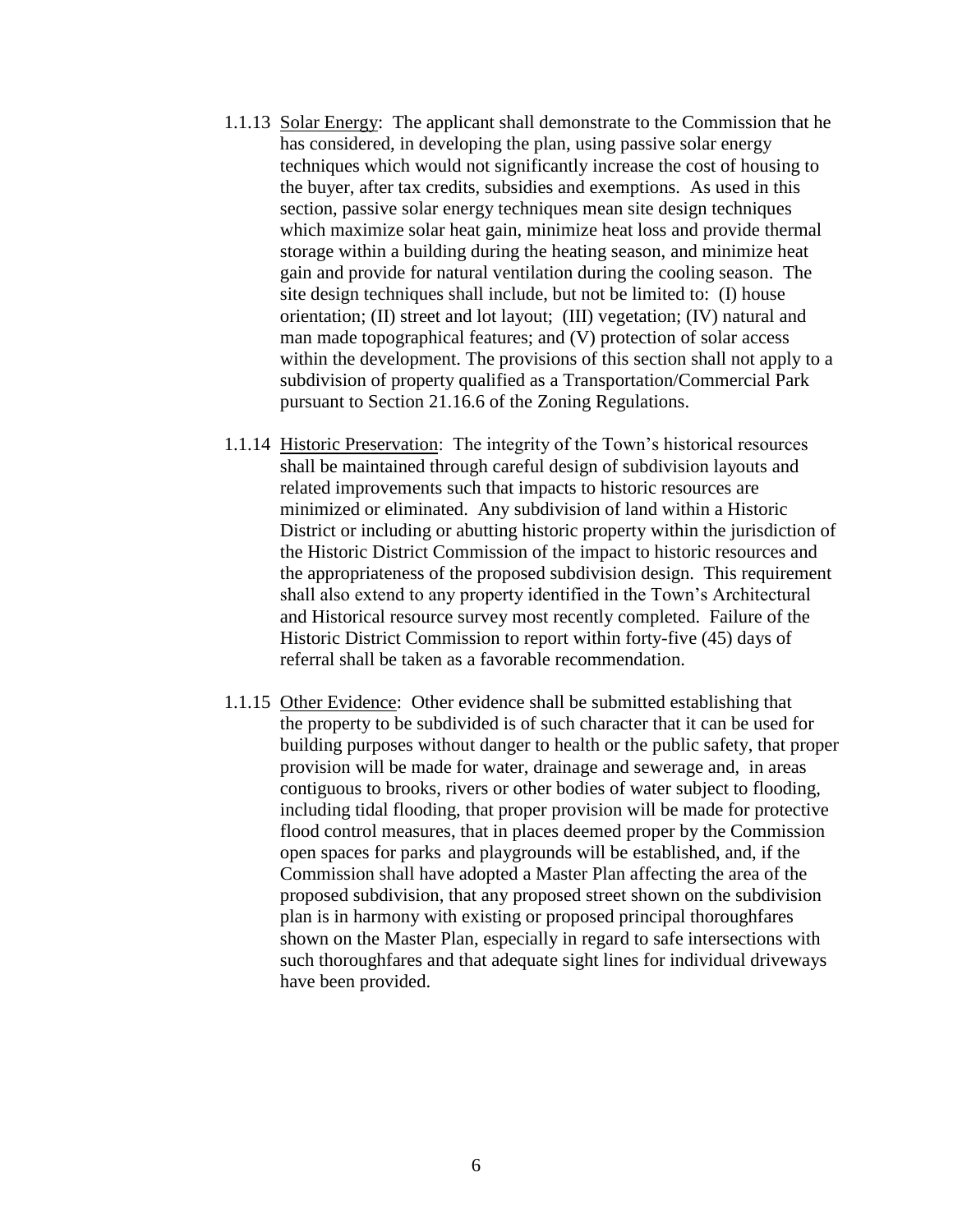1.1.13 Solar Energy: The applicant shall demonstrate to the Commission that he has considered, in developing the plan, using passive solar energy techniques which would not significantly increase the cost of housing to the buyer, after tax credits, subsidies and exemptions. As used in this section, passive solar energy techniques mean site design techniques which maximize solar heat gain, minimize heat loss and provide thermal storage within a building during the heating season, and minimize heat gain and provide for natural ventilation during the cooling season. The site design techniques shall include, but not be limited to: (I) house orientation; (II) street and lot layout; (III) vegetation; (IV) natural and man made topographical features; and (V) protection of solar access within the development. The provisions of this section shall not apply to a subdivision of property qualified as a Transportation/Commercial Park pursuant to Section 21.16.6 of the Zoning Regulations.

1.1.14 Historic Preservation: The integrity of the Town's historical resources shall be maintained through careful design of subdivision layouts and related improvements such that impacts to historic resources are minimized or eliminated. Any subdivision of land within a Historic District or including or abutting historic property within the jurisdiction of the Historic District Commission of the impact to historic resources and the appropriateness of the proposed subdivision design. This requirement shall also extend to any property identified in the Town's Architectural and Historical resource survey most recently completed. Failure of the Historic District Commission to report within forty-five (45) days of referral shall be taken as a favorable recommendation.

1.1.15 Other Evidence: Other evidence shall be submitted establishing that the property to be subdivided is of such character that it can be used for building purposes without danger to health or the public safety, that proper provision will be made for water, drainage and sewerage and, in areas contiguous to brooks, rivers or other bodies of water subject to flooding, including tidal flooding, that proper provision will be made for protective flood control measures, that in places deemed proper by the Commission open spaces for parks and playgrounds will be established, and, if the Commission shall have adopted a Master Plan affecting the area of the proposed subdivision, that any proposed street shown on the subdivision plan is in harmony with existing or proposed principal thoroughfares shown on the Master Plan, especially in regard to safe intersections with such thoroughfares and that adequate sight lines for individual driveways have been provided.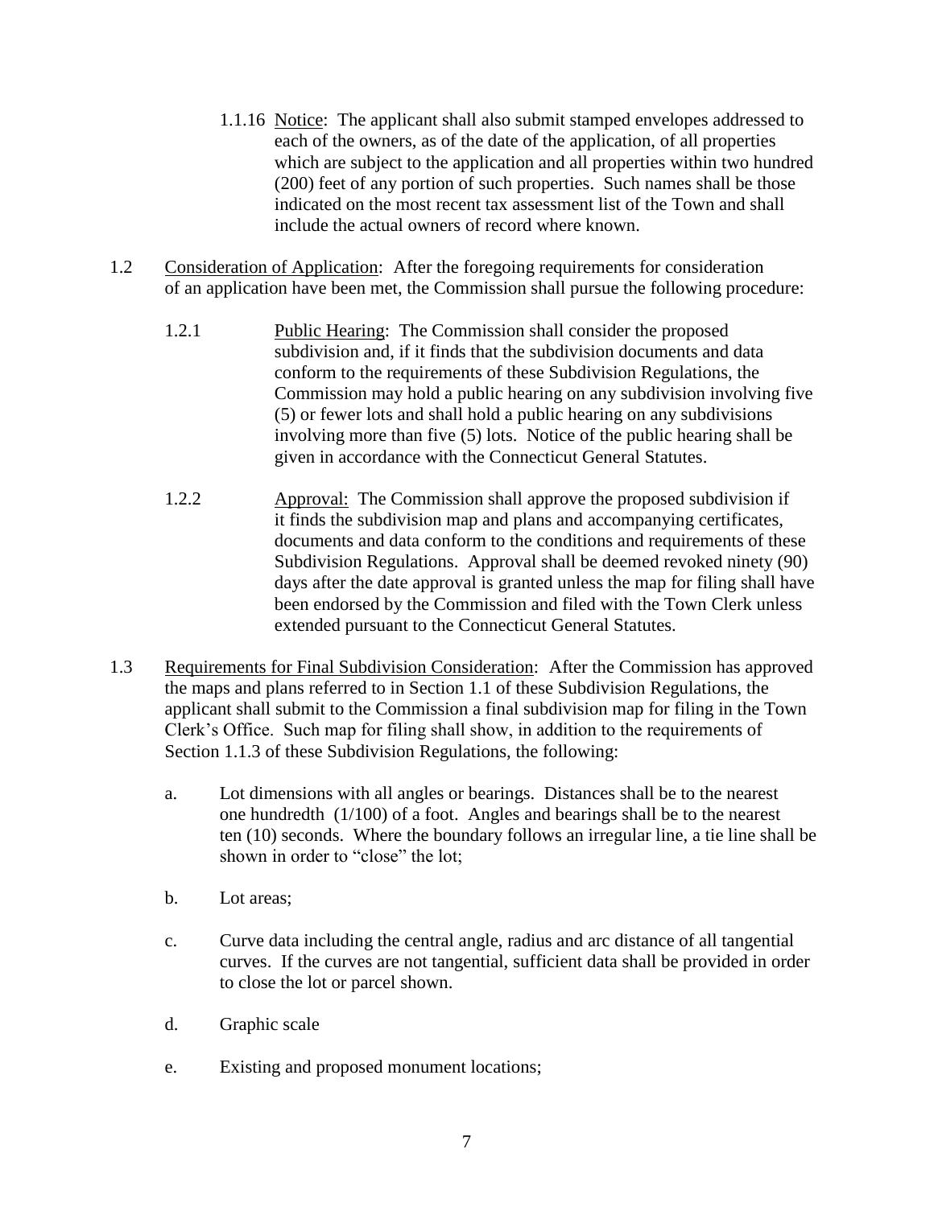1.1.16 Notice: The applicant shall also submit stamped envelopes addressed to each of the owners, as of the date of the application, of all properties which are subject to the application and all properties within two hundred (200) feet of any portion of such properties. Such names shall be those indicated on the most recent tax assessment list of the Town and shall include the actual owners of record where known.

1.2 Consideration of Application: After the foregoing requirements for consideration of an application have been met, the Commission shall pursue the following procedure:

1.2.1 Public Hearing: The Commission shall consider the proposed subdivision and, if it finds that the subdivision documents and data conform to the requirements of these Subdivision Regulations, the Commission may hold a public hearing on any subdivision involving five (5) or fewer lots and shall hold a public hearing on any subdivisions involving more than five (5) lots. Notice of the public hearing shall be given in accordance with the Connecticut General Statutes.

1.2.2 Approval: The Commission shall approve the proposed subdivision if it finds the subdivision map and plans and accompanying certificates, documents and data conform to the conditions and requirements of these Subdivision Regulations. Approval shall be deemed revoked ninety (90) days after the date approval is granted unless the map for filing shall have been endorsed by the Commission and filed with the Town Clerk unless extended pursuant to the Connecticut General Statutes.

1.3 Requirements for Final Subdivision Consideration: After the Commission has approved the maps and plans referred to in Section 1.1 of these Subdivision Regulations, the applicant shall submit to the Commission a final subdivision map for filing in the Town Clerk's Office. Such map for filing shall show, in addition to the requirements of Section 1.1.3 of these Subdivision Regulations, the following:

a. Lot dimensions with all angles or bearings. Distances shall be to the nearest one hundredth (1/100) of a foot. Angles and bearings shall be to the nearest ten (10) seconds. Where the boundary follows an irregular line, a tie line shall be shown in order to "close" the lot;

b. Lot areas;

c. Curve data including the central angle, radius and arc distance of all tangential curves. If the curves are not tangential, sufficient data shall be provided in order to close the lot or parcel shown.

d. Graphic scale

e. Existing and proposed monument locations;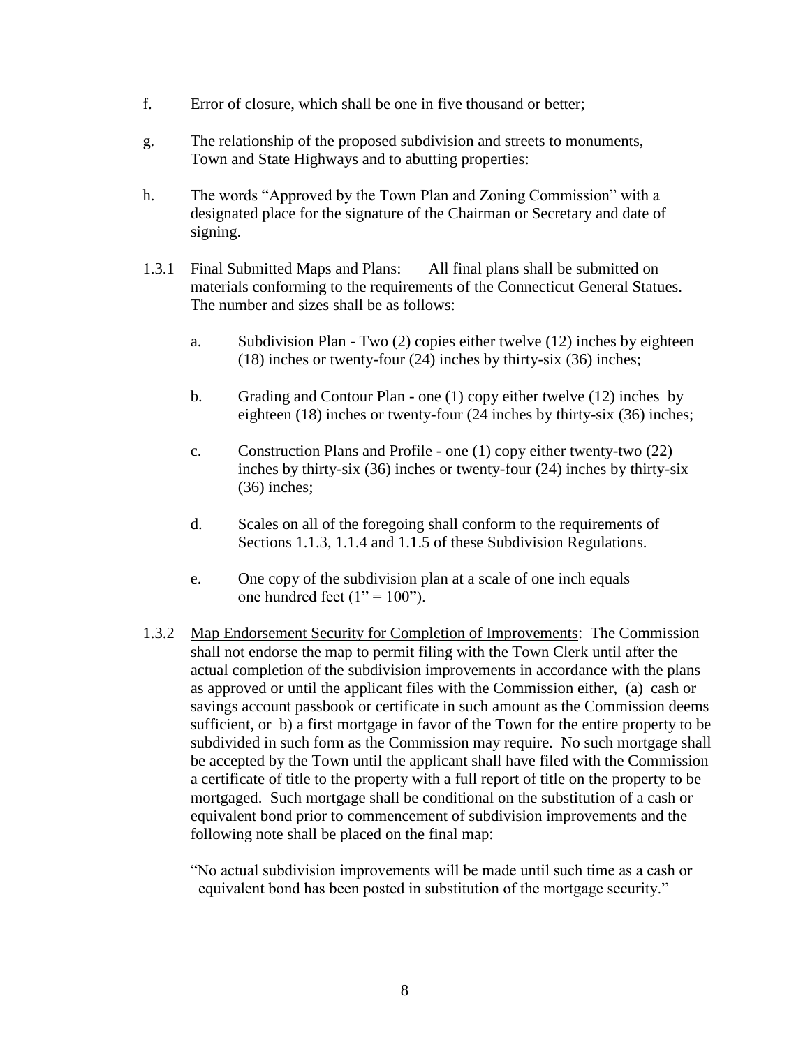f. Error of closure, which shall be one in five thousand or better;

g. The relationship of the proposed subdivision and streets to monuments, Town and State Highways and to abutting properties:

h. The words "Approved by the Town Plan and Zoning Commission" with a designated place for the signature of the Chairman or Secretary and date of signing.

1.3.1 <u>Final Submitted Maps and Plans</u>: All final plans shall be submitted on materials conforming to the requirements of the Connecticut General Statues. The number and sizes shall be as follows:

a. Subdivision Plan - Two (2) copies either twelve (12) inches by eighteen (18) inches or twenty-four (24) inches by thirty-six (36) inches;

b. Grading and Contour Plan - one (1) copy either twelve (12) inches by eighteen (18) inches or twenty-four (24 inches by thirty-six (36) inches;

c. Construction Plans and Profile - one (1) copy either twenty-two (22) inches by thirty-six (36) inches or twenty-four (24) inches by thirty-six (36) inches;

d. Scales on all of the foregoing shall conform to the requirements of Sections 1.1.3, 1.1.4 and 1.1.5 of these Subdivision Regulations.

e. One copy of the subdivision plan at a scale of one inch equals one hundred feet (1" = 100").

1.3.2 <u>Map Endorsement Security for Completion of Improvements</u>: The Commission shall not endorse the map to permit filing with the Town Clerk until after the actual completion of the subdivision improvements in accordance with the plans as approved or until the applicant files with the Commission either, (a) cash or savings account passbook or certificate in such amount as the Commission deems sufficient, or b) a first mortgage in favor of the Town for the entire property to be subdivided in such form as the Commission may require. No such mortgage shall be accepted by the Town until the applicant shall have filed with the Commission a certificate of title to the property with a full report of title on the property to be mortgaged. Such mortgage shall be conditional on the substitution of a cash or equivalent bond prior to commencement of subdivision improvements and the following note shall be placed on the final map:

"No actual subdivision improvements will be made until such time as a cash or equivalent bond has been posted in substitution of the mortgage security."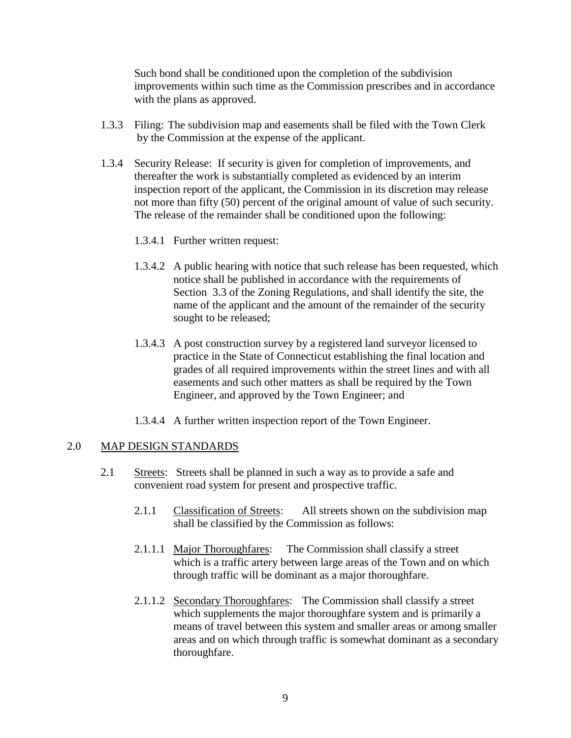Such bond shall be conditioned upon the completion of the subdivision improvements within such time as the Commission prescribes and in accordance with the plans as approved.

1.3.3 Filing: The subdivision map and easements shall be filed with the Town Clerk by the Commission at the expense of the applicant.

1.3.4 Security Release: If security is given for completion of improvements, and thereafter the work is substantially completed as evidenced by an interim inspection report of the applicant, the Commission in its discretion may release not more than fifty (50) percent of the original amount of value of such security. The release of the remainder shall be conditioned upon the following:

1.3.4.1 Further written request:

1.3.4.2 A public hearing with notice that such release has been requested, which notice shall be published in accordance with the requirements of Section 3.3 of the Zoning Regulations, and shall identify the site, the name of the applicant and the amount of the remainder of the security sought to be released;

1.3.4.3 A post construction survey by a registered land surveyor licensed to practice in the State of Connecticut establishing the final location and grades of all required improvements within the street lines and with all easements and such other matters as shall be required by the Town Engineer, and approved by the Town Engineer; and

1.3.4.4 A further written inspection report of the Town Engineer.

## 2.0 MAP DESIGN STANDARDS

2.1 Streets: Streets shall be planned in such a way as to provide a safe and convenient road system for present and prospective traffic.

2.1.1 Classification of Streets: All streets shown on the subdivision map shall be classified by the Commission as follows:

2.1.1.1 Major Thoroughfares: The Commission shall classify a street which is a traffic artery between large areas of the Town and on which through traffic will be dominant as a major thoroughfare.

2.1.1.2 Secondary Thoroughfares: The Commission shall classify a street which supplements the major thoroughfare system and is primarily a means of travel between this system and smaller areas or among smaller areas and on which through traffic is somewhat dominant as a secondary thoroughfare.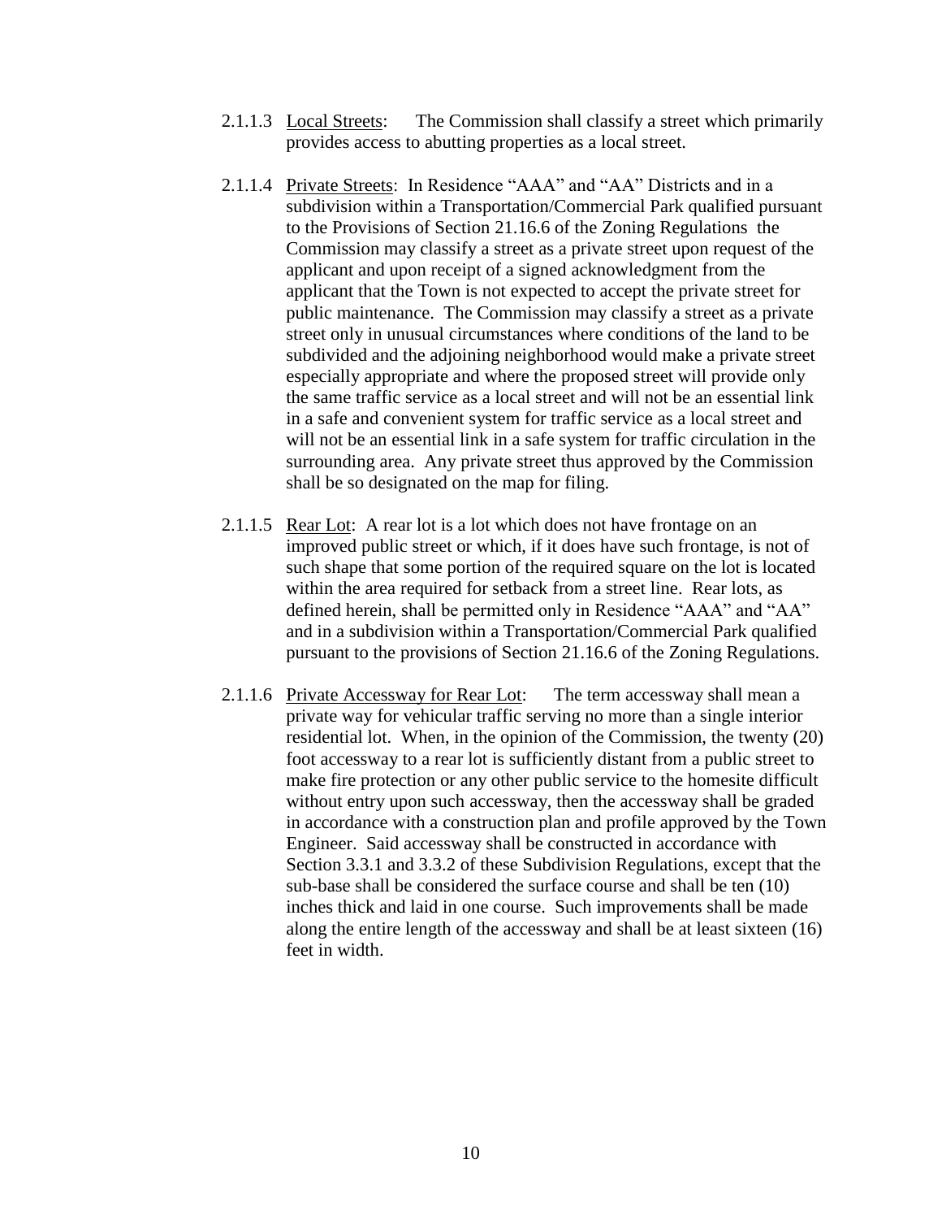2.1.1.3 Local Streets: The Commission shall classify a street which primarily provides access to abutting properties as a local street.

2.1.1.4 Private Streets: In Residence "AAA" and "AA" Districts and in a subdivision within a Transportation/Commercial Park qualified pursuant to the Provisions of Section 21.16.6 of the Zoning Regulations the Commission may classify a street as a private street upon request of the applicant and upon receipt of a signed acknowledgment from the applicant that the Town is not expected to accept the private street for public maintenance. The Commission may classify a street as a private street only in unusual circumstances where conditions of the land to be subdivided and the adjoining neighborhood would make a private street especially appropriate and where the proposed street will provide only the same traffic service as a local street and will not be an essential link in a safe and convenient system for traffic service as a local street and will not be an essential link in a safe system for traffic circulation in the surrounding area. Any private street thus approved by the Commission shall be so designated on the map for filing.

2.1.1.5 Rear Lot: A rear lot is a lot which does not have frontage on an improved public street or which, if it does have such frontage, is not of such shape that some portion of the required square on the lot is located within the area required for setback from a street line. Rear lots, as defined herein, shall be permitted only in Residence "AAA" and "AA" and in a subdivision within a Transportation/Commercial Park qualified pursuant to the provisions of Section 21.16.6 of the Zoning Regulations.

2.1.1.6 Private Accessway for Rear Lot: The term accessway shall mean a private way for vehicular traffic serving no more than a single interior residential lot. When, in the opinion of the Commission, the twenty (20) foot accessway to a rear lot is sufficiently distant from a public street to make fire protection or any other public service to the homesite difficult without entry upon such accessway, then the accessway shall be graded in accordance with a construction plan and profile approved by the Town Engineer. Said accessway shall be constructed in accordance with Section 3.3.1 and 3.3.2 of these Subdivision Regulations, except that the sub-base shall be considered the surface course and shall be ten (10) inches thick and laid in one course. Such improvements shall be made along the entire length of the accessway and shall be at least sixteen (16) feet in width.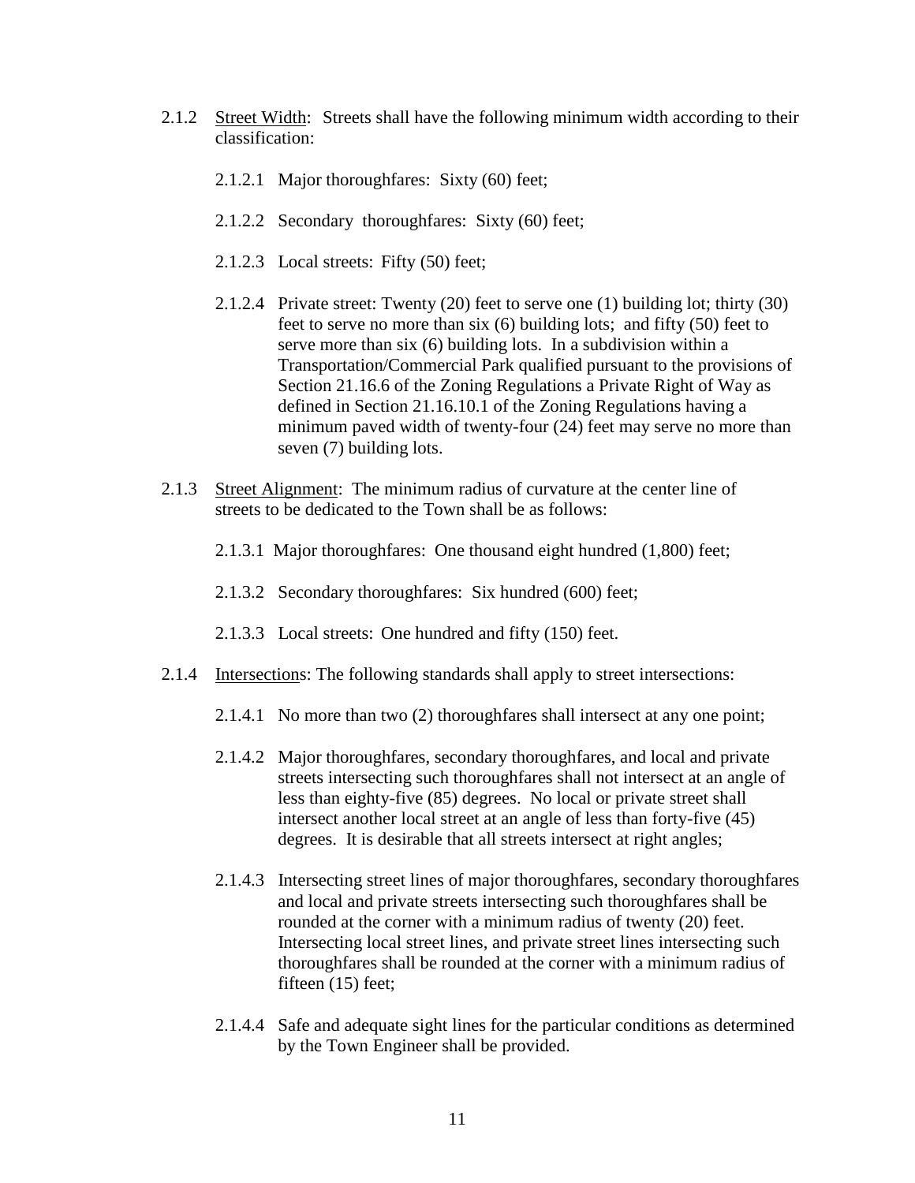2.1.2 Street Width: Streets shall have the following minimum width according to their classification:

2.1.2.1 Major thoroughfares: Sixty (60) feet;

2.1.2.2 Secondary thoroughfares: Sixty (60) feet;

2.1.2.3 Local streets: Fifty (50) feet;

2.1.2.4 Private street: Twenty (20) feet to serve one (1) building lot; thirty (30) feet to serve no more than six (6) building lots; and fifty (50) feet to serve more than six (6) building lots. In a subdivision within a Transportation/Commercial Park qualified pursuant to the provisions of Section 21.16.6 of the Zoning Regulations a Private Right of Way as defined in Section 21.16.10.1 of the Zoning Regulations having a minimum paved width of twenty-four (24) feet may serve no more than seven (7) building lots.

2.1.3 Street Alignment: The minimum radius of curvature at the center line of streets to be dedicated to the Town shall be as follows:

2.1.3.1 Major thoroughfares: One thousand eight hundred (1,800) feet;

2.1.3.2 Secondary thoroughfares: Six hundred (600) feet;

2.1.3.3 Local streets: One hundred and fifty (150) feet.

2.1.4 Intersections: The following standards shall apply to street intersections:

2.1.4.1 No more than two (2) thoroughfares shall intersect at any one point;

2.1.4.2 Major thoroughfares, secondary thoroughfares, and local and private streets intersecting such thoroughfares shall not intersect at an angle of less than eighty-five (85) degrees. No local or private street shall intersect another local street at an angle of less than forty-five (45) degrees. It is desirable that all streets intersect at right angles;

2.1.4.3 Intersecting street lines of major thoroughfares, secondary thoroughfares and local and private streets intersecting such thoroughfares shall be rounded at the corner with a minimum radius of twenty (20) feet. Intersecting local street lines, and private street lines intersecting such thoroughfares shall be rounded at the corner with a minimum radius of fifteen (15) feet;

2.1.4.4 Safe and adequate sight lines for the particular conditions as determined by the Town Engineer shall be provided.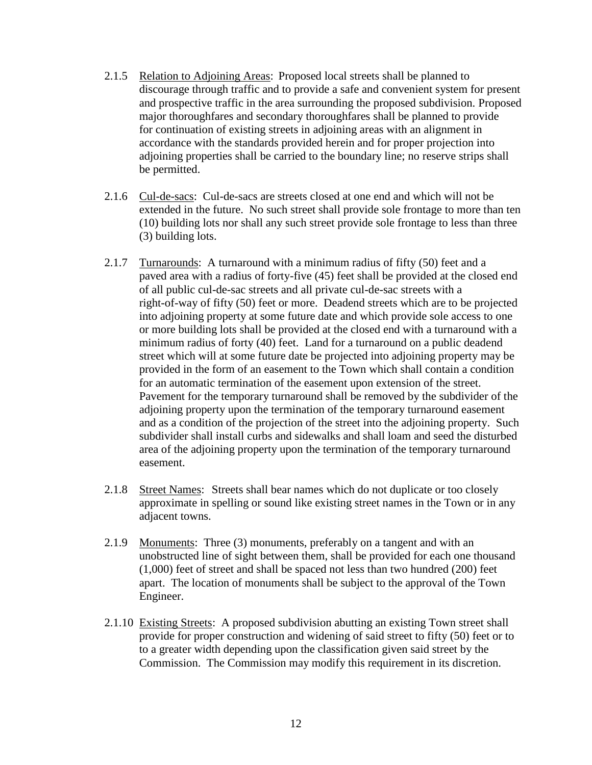2.1.5 Relation to Adjoining Areas: Proposed local streets shall be planned to discourage through traffic and to provide a safe and convenient system for present and prospective traffic in the area surrounding the proposed subdivision. Proposed major thoroughfares and secondary thoroughfares shall be planned to provide for continuation of existing streets in adjoining areas with an alignment in accordance with the standards provided herein and for proper projection into adjoining properties shall be carried to the boundary line; no reserve strips shall be permitted.

2.1.6 Cul-de-sacs: Cul-de-sacs are streets closed at one end and which will not be extended in the future. No such street shall provide sole frontage to more than ten (10) building lots nor shall any such street provide sole frontage to less than three (3) building lots.

2.1.7 Turnarounds: A turnaround with a minimum radius of fifty (50) feet and a paved area with a radius of forty-five (45) feet shall be provided at the closed end of all public cul-de-sac streets and all private cul-de-sac streets with a right-of-way of fifty (50) feet or more. Deadend streets which are to be projected into adjoining property at some future date and which provide sole access to one or more building lots shall be provided at the closed end with a turnaround with a minimum radius of forty (40) feet. Land for a turnaround on a public deadend street which will at some future date be projected into adjoining property may be provided in the form of an easement to the Town which shall contain a condition for an automatic termination of the easement upon extension of the street. Pavement for the temporary turnaround shall be removed by the subdivider of the adjoining property upon the termination of the temporary turnaround easement and as a condition of the projection of the street into the adjoining property. Such subdivider shall install curbs and sidewalks and shall loam and seed the disturbed area of the adjoining property upon the termination of the temporary turnaround easement.

2.1.8 Street Names: Streets shall bear names which do not duplicate or too closely approximate in spelling or sound like existing street names in the Town or in any adjacent towns.

2.1.9 Monuments: Three (3) monuments, preferably on a tangent and with an unobstructed line of sight between them, shall be provided for each one thousand (1,000) feet of street and shall be spaced not less than two hundred (200) feet apart. The location of monuments shall be subject to the approval of the Town Engineer.

2.1.10 Existing Streets: A proposed subdivision abutting an existing Town street shall provide for proper construction and widening of said street to fifty (50) feet or to to a greater width depending upon the classification given said street by the Commission. The Commission may modify this requirement in its discretion.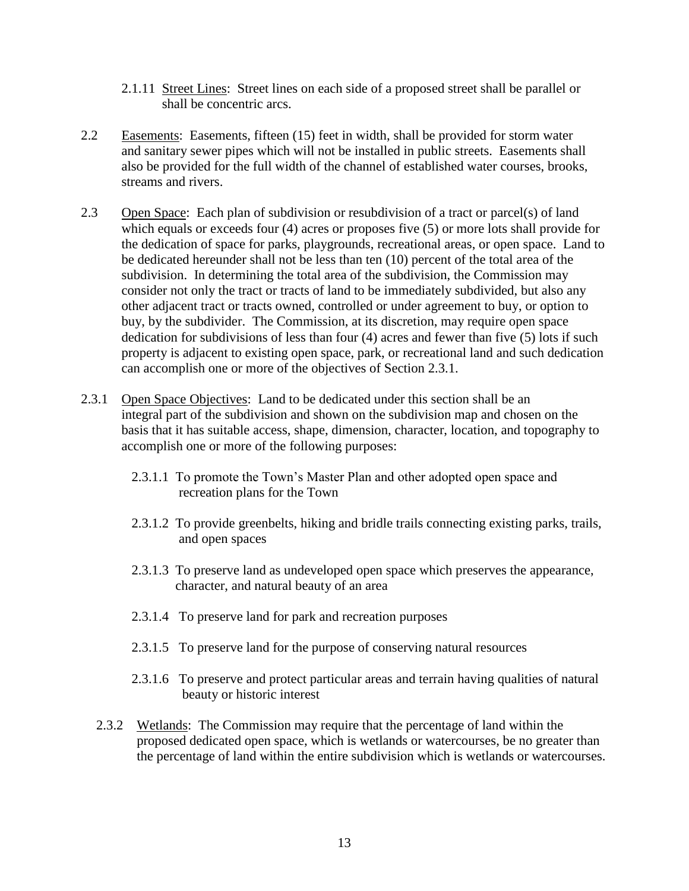2.1.11 <u>Street Lines</u>: Street lines on each side of a proposed street shall be parallel or shall be concentric arcs.

2.2 <u>Easements</u>: Easements, fifteen (15) feet in width, shall be provided for storm water and sanitary sewer pipes which will not be installed in public streets. Easements shall also be provided for the full width of the channel of established water courses, brooks, streams and rivers.

2.3 <u>Open Space</u>: Each plan of subdivision or resubdivision of a tract or parcel(s) of land which equals or exceeds four (4) acres or proposes five (5) or more lots shall provide for the dedication of space for parks, playgrounds, recreational areas, or open space. Land to be dedicated hereunder shall not be less than ten (10) percent of the total area of the subdivision. In determining the total area of the subdivision, the Commission may consider not only the tract or tracts of land to be immediately subdivided, but also any other adjacent tract or tracts owned, controlled or under agreement to buy, or option to buy, by the subdivider. The Commission, at its discretion, may require open space dedication for subdivisions of less than four (4) acres and fewer than five (5) lots if such property is adjacent to existing open space, park, or recreational land and such dedication can accomplish one or more of the objectives of Section 2.3.1.

2.3.1 <u>Open Space Objectives</u>: Land to be dedicated under this section shall be an integral part of the subdivision and shown on the subdivision map and chosen on the basis that it has suitable access, shape, dimension, character, location, and topography to accomplish one or more of the following purposes:

2.3.1.1 To promote the Town's Master Plan and other adopted open space and recreation plans for the Town

2.3.1.2 To provide greenbelts, hiking and bridle trails connecting existing parks, trails, and open spaces

2.3.1.3 To preserve land as undeveloped open space which preserves the appearance, character, and natural beauty of an area

2.3.1.4 To preserve land for park and recreation purposes

2.3.1.5 To preserve land for the purpose of conserving natural resources

2.3.1.6 To preserve and protect particular areas and terrain having qualities of natural beauty or historic interest

2.3.2 <u>Wetlands</u>: The Commission may require that the percentage of land within the proposed dedicated open space, which is wetlands or watercourses, be no greater than the percentage of land within the entire subdivision which is wetlands or watercourses.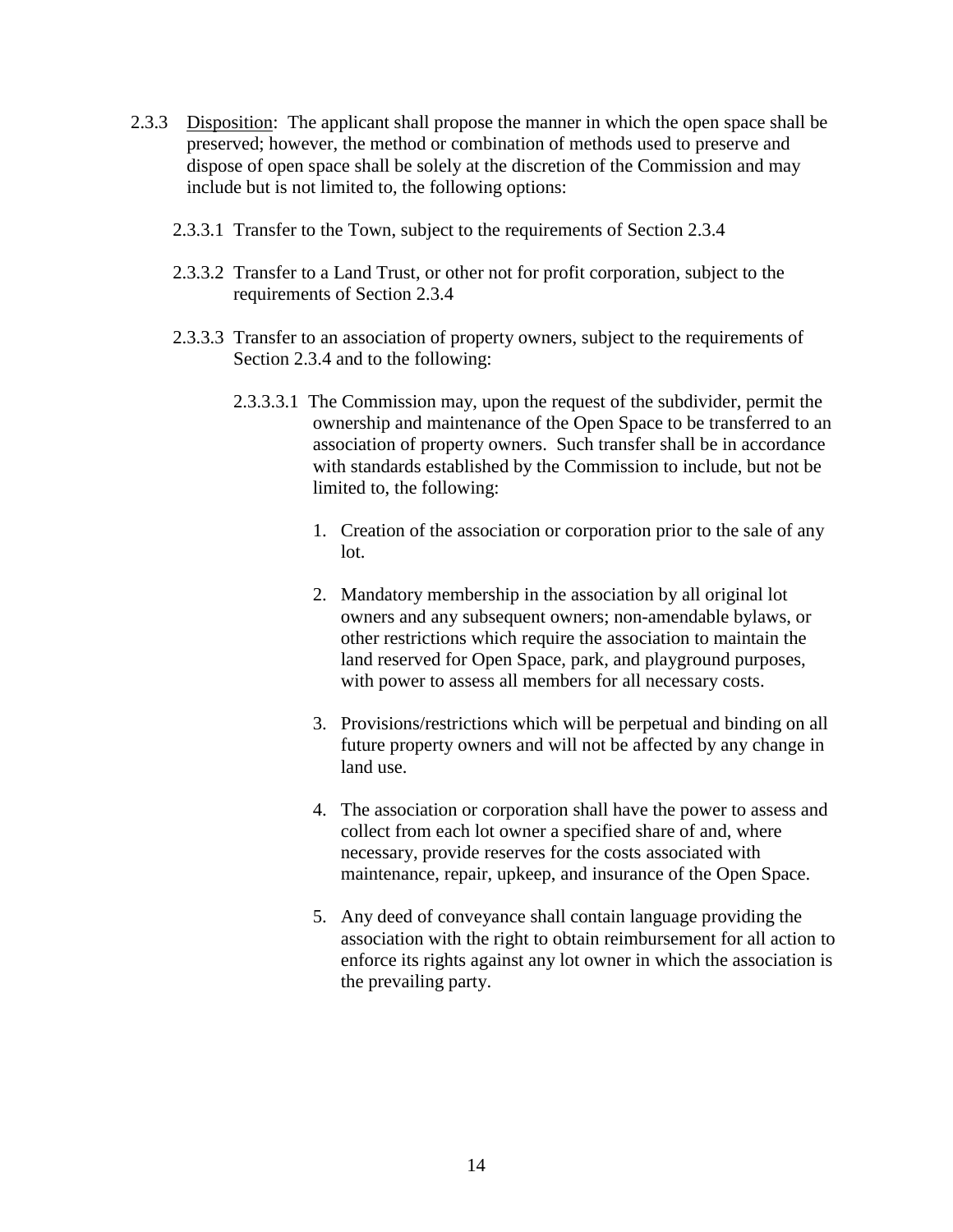2.3.3 Disposition: The applicant shall propose the manner in which the open space shall be preserved; however, the method or combination of methods used to preserve and dispose of open space shall be solely at the discretion of the Commission and may include but is not limited to, the following options:

2.3.3.1 Transfer to the Town, subject to the requirements of Section 2.3.4

2.3.3.2 Transfer to a Land Trust, or other not for profit corporation, subject to the requirements of Section 2.3.4

2.3.3.3 Transfer to an association of property owners, subject to the requirements of Section 2.3.4 and to the following:

2.3.3.3.1 The Commission may, upon the request of the subdivider, permit the ownership and maintenance of the Open Space to be transferred to an association of property owners. Such transfer shall be in accordance with standards established by the Commission to include, but not be limited to, the following:

1. Creation of the association or corporation prior to the sale of any lot.
2. Mandatory membership in the association by all original lot owners and any subsequent owners; non-amendable bylaws, or other restrictions which require the association to maintain the land reserved for Open Space, park, and playground purposes, with power to assess all members for all necessary costs.
3. Provisions/restrictions which will be perpetual and binding on all future property owners and will not be affected by any change in land use.
4. The association or corporation shall have the power to assess and collect from each lot owner a specified share of and, where necessary, provide reserves for the costs associated with maintenance, repair, upkeep, and insurance of the Open Space.
5. Any deed of conveyance shall contain language providing the association with the right to obtain reimbursement for all action to enforce its rights against any lot owner in which the association is the prevailing party.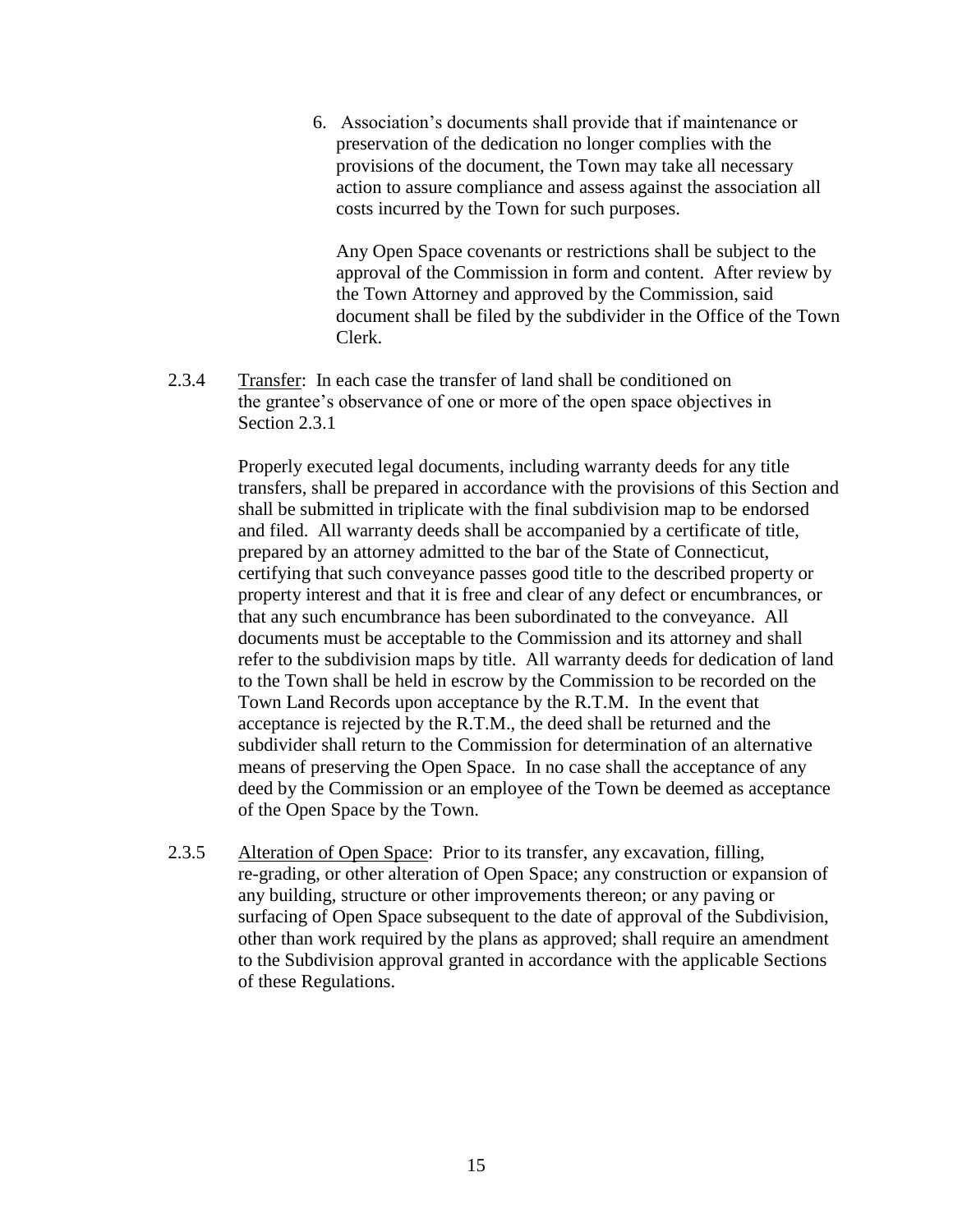6. Association's documents shall provide that if maintenance or preservation of the dedication no longer complies with the provisions of the document, the Town may take all necessary action to assure compliance and assess against the association all costs incurred by the Town for such purposes.

   Any Open Space covenants or restrictions shall be subject to the approval of the Commission in form and content. After review by the Town Attorney and approved by the Commission, said document shall be filed by the subdivider in the Office of the Town Clerk.

2.3.4 Transfer: In each case the transfer of land shall be conditioned on the grantee's observance of one or more of the open space objectives in Section 2.3.1

Properly executed legal documents, including warranty deeds for any title transfers, shall be prepared in accordance with the provisions of this Section and shall be submitted in triplicate with the final subdivision map to be endorsed and filed. All warranty deeds shall be accompanied by a certificate of title, prepared by an attorney admitted to the bar of the State of Connecticut, certifying that such conveyance passes good title to the described property or property interest and that it is free and clear of any defect or encumbrances, or that any such encumbrance has been subordinated to the conveyance. All documents must be acceptable to the Commission and its attorney and shall refer to the subdivision maps by title. All warranty deeds for dedication of land to the Town shall be held in escrow by the Commission to be recorded on the Town Land Records upon acceptance by the R.T.M. In the event that acceptance is rejected by the R.T.M., the deed shall be returned and the subdivider shall return to the Commission for determination of an alternative means of preserving the Open Space. In no case shall the acceptance of any deed by the Commission or an employee of the Town be deemed as acceptance of the Open Space by the Town.

2.3.5 Alteration of Open Space: Prior to its transfer, any excavation, filling, re-grading, or other alteration of Open Space; any construction or expansion of any building, structure or other improvements thereon; or any paving or surfacing of Open Space subsequent to the date of approval of the Subdivision, other than work required by the plans as approved; shall require an amendment to the Subdivision approval granted in accordance with the applicable Sections of these Regulations.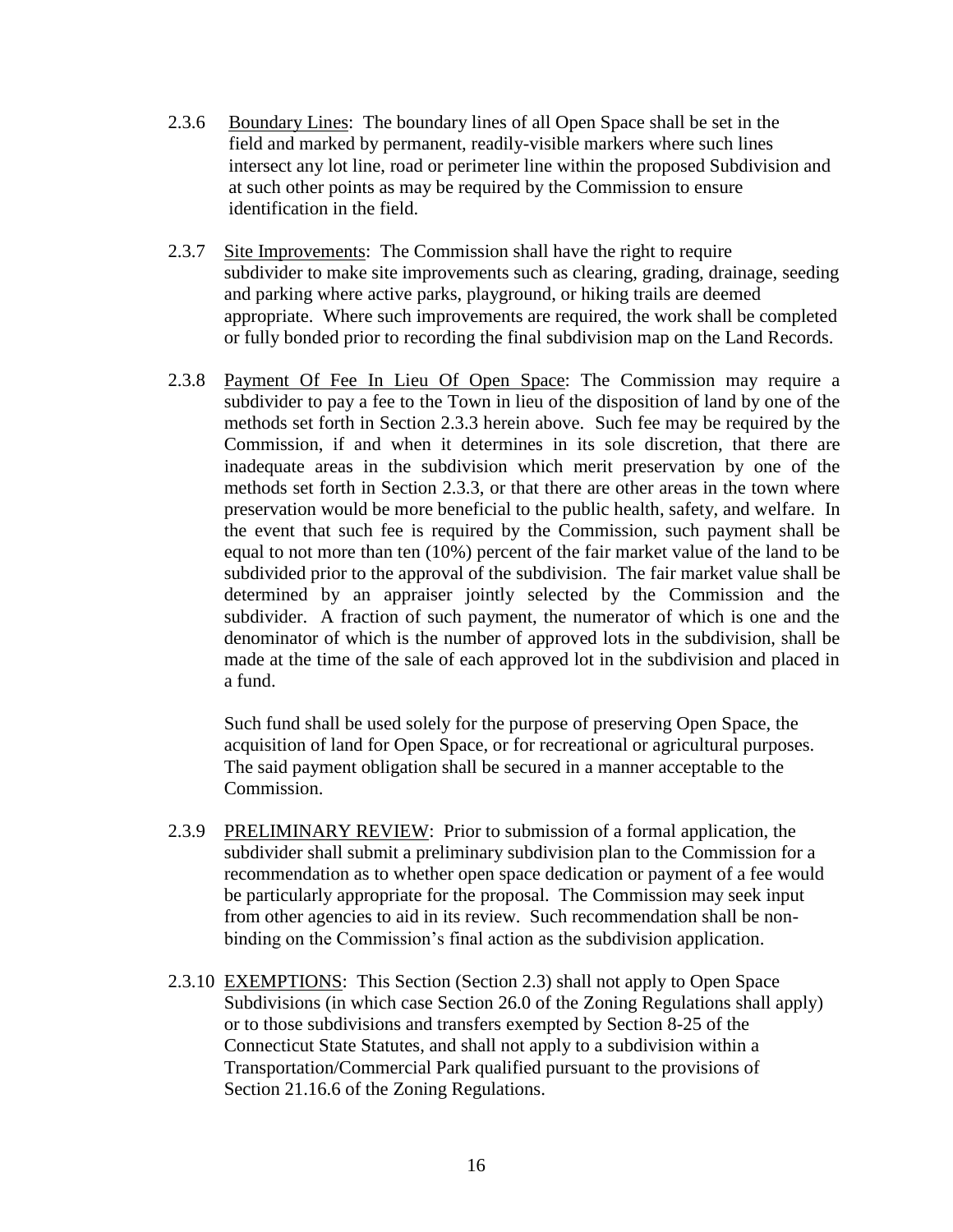2.3.6 Boundary Lines: The boundary lines of all Open Space shall be set in the field and marked by permanent, readily-visible markers where such lines intersect any lot line, road or perimeter line within the proposed Subdivision and at such other points as may be required by the Commission to ensure identification in the field.

2.3.7 Site Improvements: The Commission shall have the right to require subdivider to make site improvements such as clearing, grading, drainage, seeding and parking where active parks, playground, or hiking trails are deemed appropriate. Where such improvements are required, the work shall be completed or fully bonded prior to recording the final subdivision map on the Land Records.

2.3.8 Payment Of Fee In Lieu Of Open Space: The Commission may require a subdivider to pay a fee to the Town in lieu of the disposition of land by one of the methods set forth in Section 2.3.3 herein above. Such fee may be required by the Commission, if and when it determines in its sole discretion, that there are inadequate areas in the subdivision which merit preservation by one of the methods set forth in Section 2.3.3, or that there are other areas in the town where preservation would be more beneficial to the public health, safety, and welfare. In the event that such fee is required by the Commission, such payment shall be equal to not more than ten (10%) percent of the fair market value of the land to be subdivided prior to the approval of the subdivision. The fair market value shall be determined by an appraiser jointly selected by the Commission and the subdivider. A fraction of such payment, the numerator of which is one and the denominator of which is the number of approved lots in the subdivision, shall be made at the time of the sale of each approved lot in the subdivision and placed in a fund.

Such fund shall be used solely for the purpose of preserving Open Space, the acquisition of land for Open Space, or for recreational or agricultural purposes. The said payment obligation shall be secured in a manner acceptable to the Commission.

2.3.9 PRELIMINARY REVIEW: Prior to submission of a formal application, the subdivider shall submit a preliminary subdivision plan to the Commission for a recommendation as to whether open space dedication or payment of a fee would be particularly appropriate for the proposal. The Commission may seek input from other agencies to aid in its review. Such recommendation shall be non-binding on the Commission's final action as the subdivision application.

2.3.10 EXEMPTIONS: This Section (Section 2.3) shall not apply to Open Space Subdivisions (in which case Section 26.0 of the Zoning Regulations shall apply) or to those subdivisions and transfers exempted by Section 8-25 of the Connecticut State Statutes, and shall not apply to a subdivision within a Transportation/Commercial Park qualified pursuant to the provisions of Section 21.16.6 of the Zoning Regulations.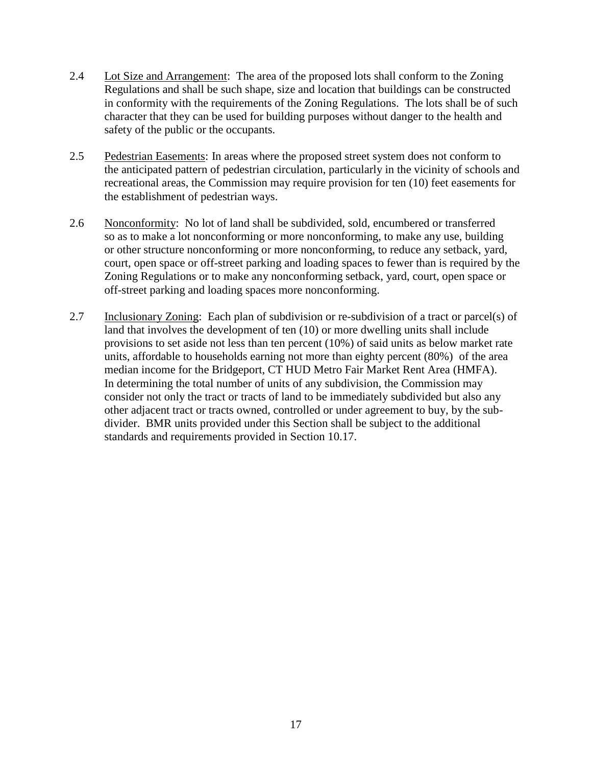2.4 Lot Size and Arrangement: The area of the proposed lots shall conform to the Zoning Regulations and shall be such shape, size and location that buildings can be constructed in conformity with the requirements of the Zoning Regulations. The lots shall be of such character that they can be used for building purposes without danger to the health and safety of the public or the occupants.

2.5 Pedestrian Easements: In areas where the proposed street system does not conform to the anticipated pattern of pedestrian circulation, particularly in the vicinity of schools and recreational areas, the Commission may require provision for ten (10) feet easements for the establishment of pedestrian ways.

2.6 Nonconformity: No lot of land shall be subdivided, sold, encumbered or transferred so as to make a lot nonconforming or more nonconforming, to make any use, building or other structure nonconforming or more nonconforming, to reduce any setback, yard, court, open space or off-street parking and loading spaces to fewer than is required by the Zoning Regulations or to make any nonconforming setback, yard, court, open space or off-street parking and loading spaces more nonconforming.

2.7 Inclusionary Zoning: Each plan of subdivision or re-subdivision of a tract or parcel(s) of land that involves the development of ten (10) or more dwelling units shall include provisions to set aside not less than ten percent (10%) of said units as below market rate units, affordable to households earning not more than eighty percent (80%) of the area median income for the Bridgeport, CT HUD Metro Fair Market Rent Area (HMFA). In determining the total number of units of any subdivision, the Commission may consider not only the tract or tracts of land to be immediately subdivided but also any other adjacent tract or tracts owned, controlled or under agreement to buy, by the sub-divider. BMR units provided under this Section shall be subject to the additional standards and requirements provided in Section 10.17.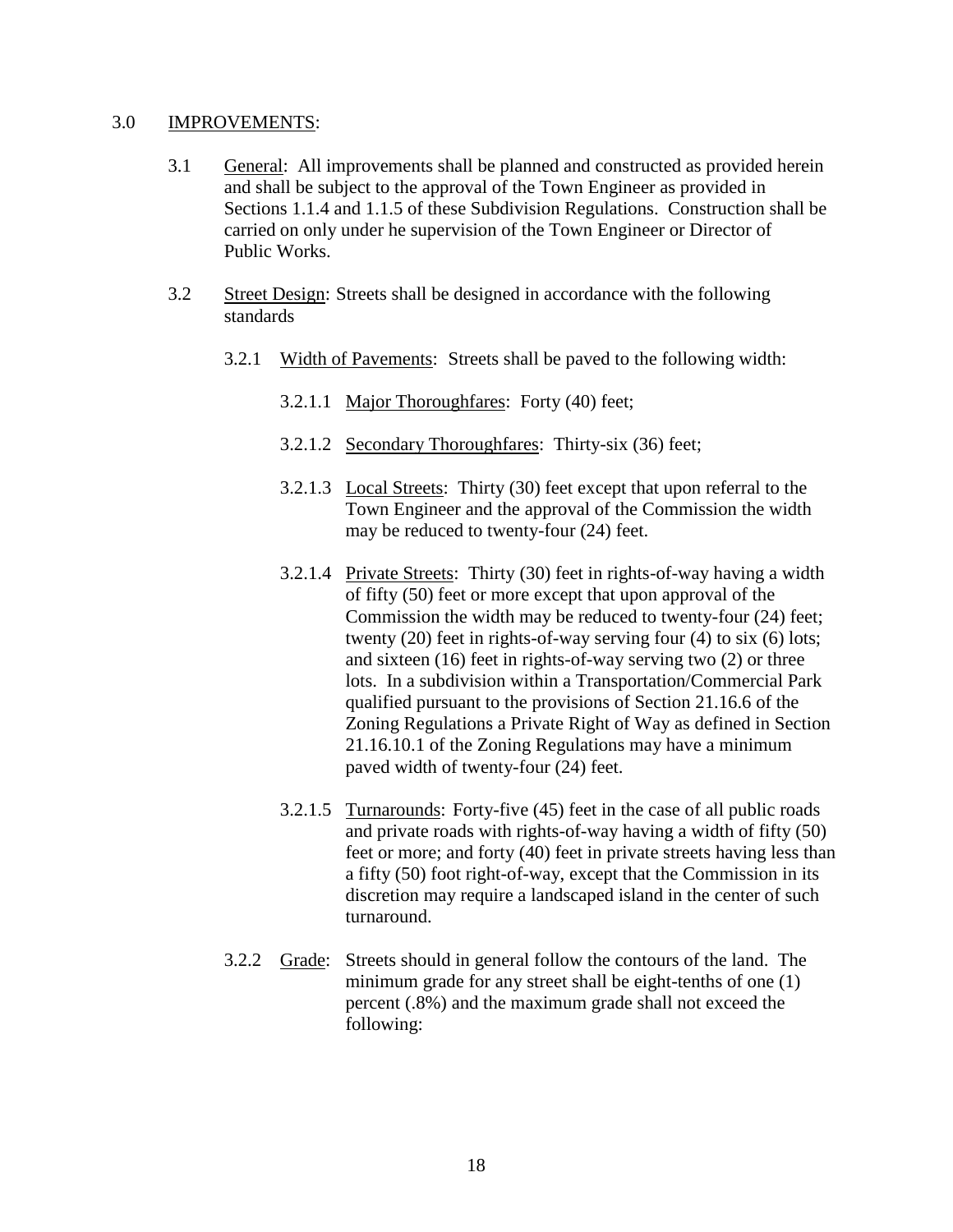3.0 <u>IMPROVEMENTS</u>:

3.1 <u>General</u>: All improvements shall be planned and constructed as provided herein and shall be subject to the approval of the Town Engineer as provided in Sections 1.1.4 and 1.1.5 of these Subdivision Regulations. Construction shall be carried on only under he supervision of the Town Engineer or Director of Public Works.

3.2 <u>Street Design</u>: Streets shall be designed in accordance with the following standards

3.2.1 <u>Width of Pavements</u>: Streets shall be paved to the following width:

3.2.1.1 <u>Major Thoroughfares</u>: Forty (40) feet;

3.2.1.2 <u>Secondary Thoroughfares</u>: Thirty-six (36) feet;

3.2.1.3 <u>Local Streets</u>: Thirty (30) feet except that upon referral to the Town Engineer and the approval of the Commission the width may be reduced to twenty-four (24) feet.

3.2.1.4 <u>Private Streets</u>: Thirty (30) feet in rights-of-way having a width of fifty (50) feet or more except that upon approval of the Commission the width may be reduced to twenty-four (24) feet; twenty (20) feet in rights-of-way serving four (4) to six (6) lots; and sixteen (16) feet in rights-of-way serving two (2) or three lots. In a subdivision within a Transportation/Commercial Park qualified pursuant to the provisions of Section 21.16.6 of the Zoning Regulations a Private Right of Way as defined in Section 21.16.10.1 of the Zoning Regulations may have a minimum paved width of twenty-four (24) feet.

3.2.1.5 <u>Turnarounds</u>: Forty-five (45) feet in the case of all public roads and private roads with rights-of-way having a width of fifty (50) feet or more; and forty (40) feet in private streets having less than a fifty (50) foot right-of-way, except that the Commission in its discretion may require a landscaped island in the center of such turnaround.

3.2.2 <u>Grade</u>: Streets should in general follow the contours of the land. The minimum grade for any street shall be eight-tenths of one (1) percent (.8%) and the maximum grade shall not exceed the following: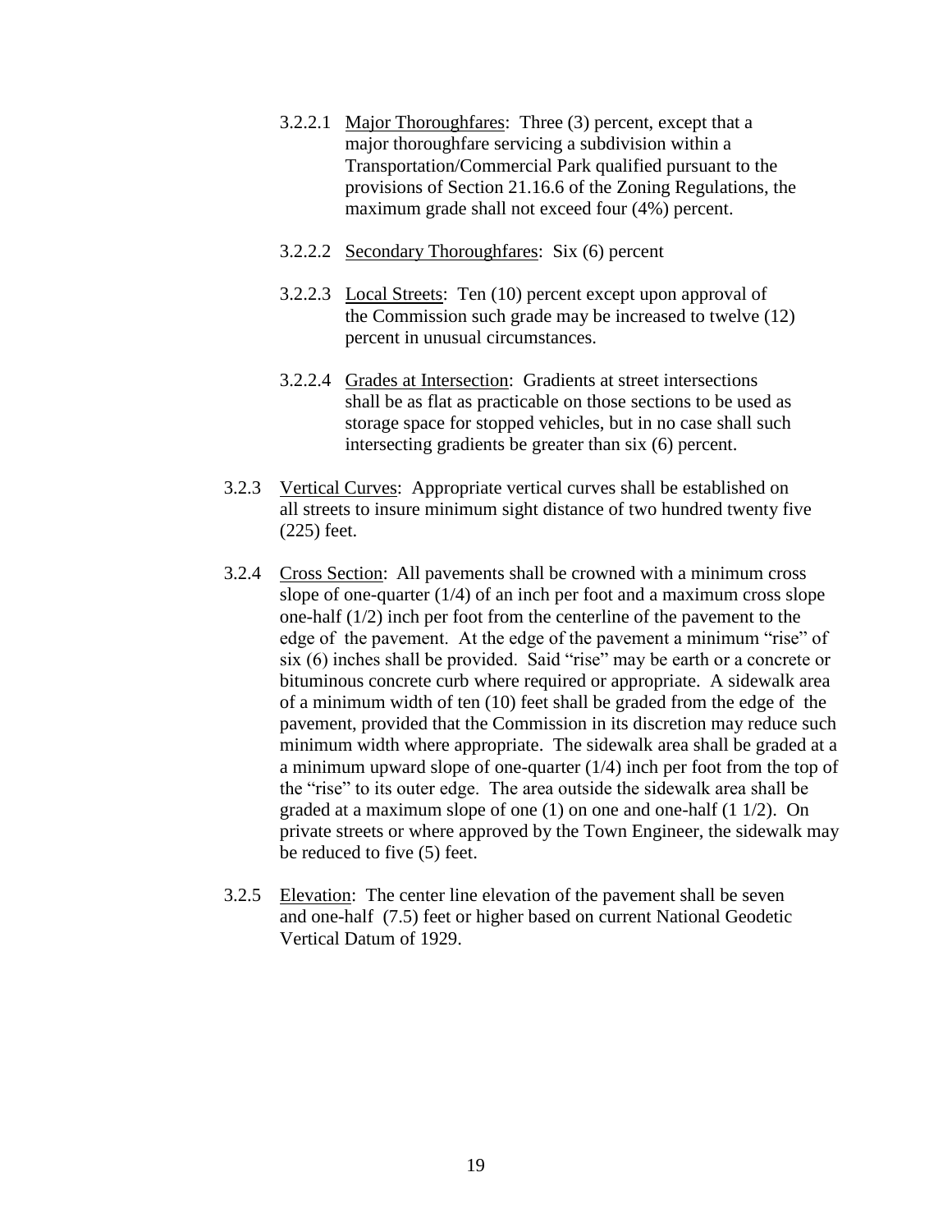3.2.2.1 Major Thoroughfares: Three (3) percent, except that a major thoroughfare servicing a subdivision within a Transportation/Commercial Park qualified pursuant to the provisions of Section 21.16.6 of the Zoning Regulations, the maximum grade shall not exceed four (4%) percent.

3.2.2.2 Secondary Thoroughfares: Six (6) percent

3.2.2.3 Local Streets: Ten (10) percent except upon approval of the Commission such grade may be increased to twelve (12) percent in unusual circumstances.

3.2.2.4 Grades at Intersection: Gradients at street intersections shall be as flat as practicable on those sections to be used as storage space for stopped vehicles, but in no case shall such intersecting gradients be greater than six (6) percent.

3.2.3 Vertical Curves: Appropriate vertical curves shall be established on all streets to insure minimum sight distance of two hundred twenty five (225) feet.

3.2.4 Cross Section: All pavements shall be crowned with a minimum cross slope of one-quarter (1/4) of an inch per foot and a maximum cross slope one-half (1/2) inch per foot from the centerline of the pavement to the edge of the pavement. At the edge of the pavement a minimum "rise" of six (6) inches shall be provided. Said "rise" may be earth or a concrete or bituminous concrete curb where required or appropriate. A sidewalk area of a minimum width of ten (10) feet shall be graded from the edge of the pavement, provided that the Commission in its discretion may reduce such minimum width where appropriate. The sidewalk area shall be graded at a a minimum upward slope of one-quarter (1/4) inch per foot from the top of the "rise" to its outer edge. The area outside the sidewalk area shall be graded at a maximum slope of one (1) on one and one-half (1 1/2). On private streets or where approved by the Town Engineer, the sidewalk may be reduced to five (5) feet.

3.2.5 Elevation: The center line elevation of the pavement shall be seven and one-half (7.5) feet or higher based on current National Geodetic Vertical Datum of 1929.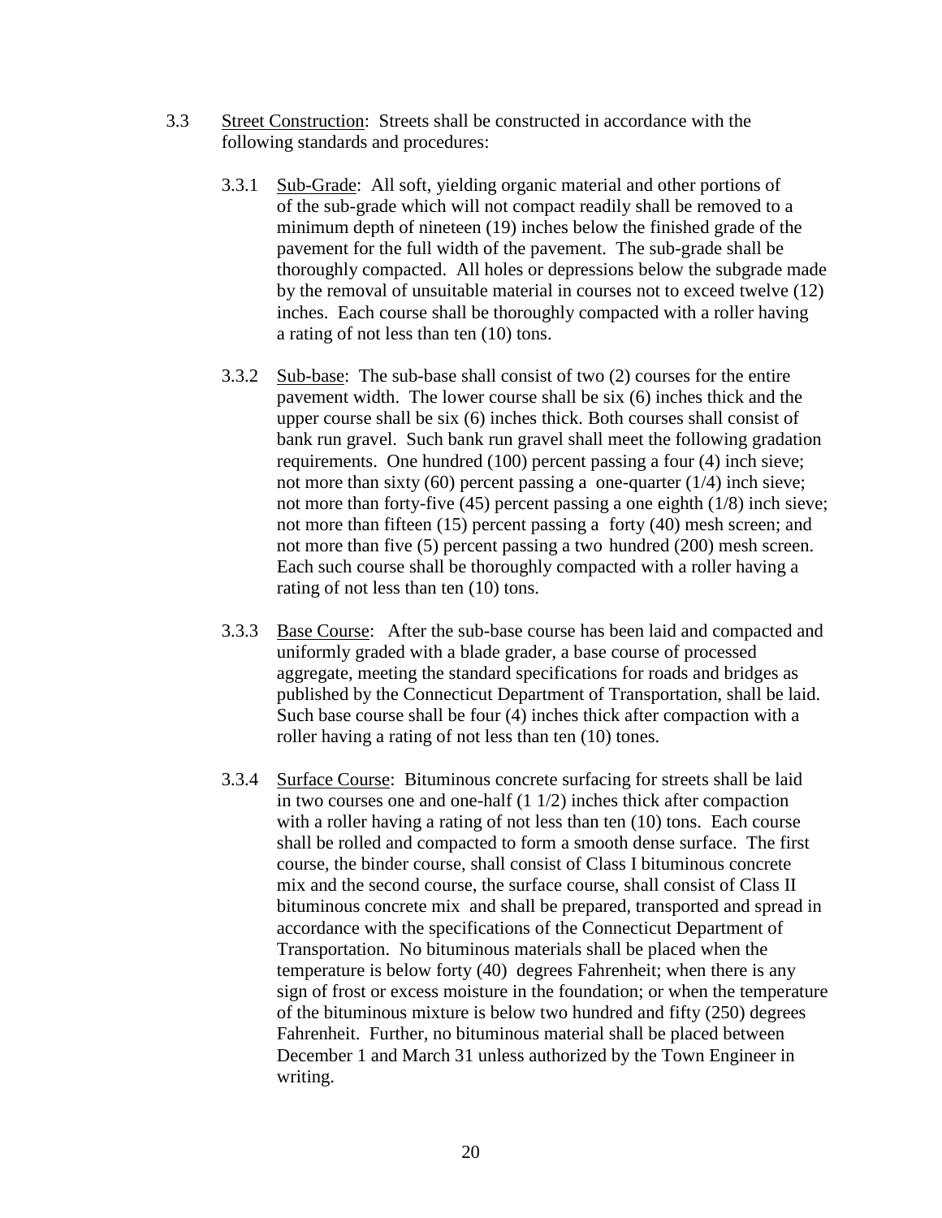3.3 Street Construction: Streets shall be constructed in accordance with the following standards and procedures:

3.3.1 Sub-Grade: All soft, yielding organic material and other portions of of the sub-grade which will not compact readily shall be removed to a minimum depth of nineteen (19) inches below the finished grade of the pavement for the full width of the pavement. The sub-grade shall be thoroughly compacted. All holes or depressions below the subgrade made by the removal of unsuitable material in courses not to exceed twelve (12) inches. Each course shall be thoroughly compacted with a roller having a rating of not less than ten (10) tons.

3.3.2 Sub-base: The sub-base shall consist of two (2) courses for the entire pavement width. The lower course shall be six (6) inches thick and the upper course shall be six (6) inches thick. Both courses shall consist of bank run gravel. Such bank run gravel shall meet the following gradation requirements. One hundred (100) percent passing a four (4) inch sieve; not more than sixty (60) percent passing a one-quarter (1/4) inch sieve; not more than forty-five (45) percent passing a one eighth (1/8) inch sieve; not more than fifteen (15) percent passing a forty (40) mesh screen; and not more than five (5) percent passing a two hundred (200) mesh screen. Each such course shall be thoroughly compacted with a roller having a rating of not less than ten (10) tons.

3.3.3 Base Course: After the sub-base course has been laid and compacted and uniformly graded with a blade grader, a base course of processed aggregate, meeting the standard specifications for roads and bridges as published by the Connecticut Department of Transportation, shall be laid. Such base course shall be four (4) inches thick after compaction with a roller having a rating of not less than ten (10) tones.

3.3.4 Surface Course: Bituminous concrete surfacing for streets shall be laid in two courses one and one-half (1 1/2) inches thick after compaction with a roller having a rating of not less than ten (10) tons. Each course shall be rolled and compacted to form a smooth dense surface. The first course, the binder course, shall consist of Class I bituminous concrete mix and the second course, the surface course, shall consist of Class II bituminous concrete mix and shall be prepared, transported and spread in accordance with the specifications of the Connecticut Department of Transportation. No bituminous materials shall be placed when the temperature is below forty (40) degrees Fahrenheit; when there is any sign of frost or excess moisture in the foundation; or when the temperature of the bituminous mixture is below two hundred and fifty (250) degrees Fahrenheit. Further, no bituminous material shall be placed between December 1 and March 31 unless authorized by the Town Engineer in writing.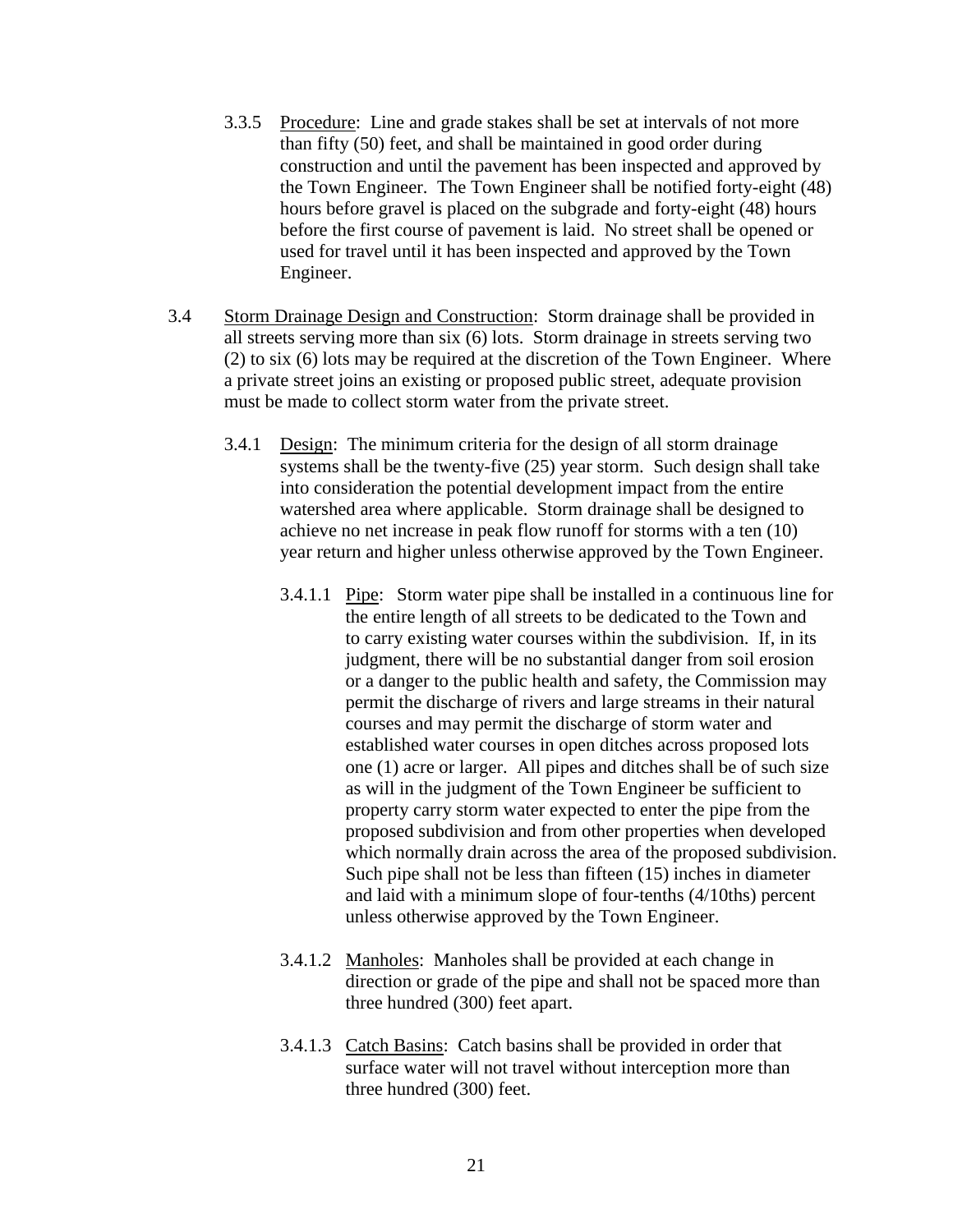3.3.5 Procedure: Line and grade stakes shall be set at intervals of not more than fifty (50) feet, and shall be maintained in good order during construction and until the pavement has been inspected and approved by the Town Engineer. The Town Engineer shall be notified forty-eight (48) hours before gravel is placed on the subgrade and forty-eight (48) hours before the first course of pavement is laid. No street shall be opened or used for travel until it has been inspected and approved by the Town Engineer.

3.4 Storm Drainage Design and Construction: Storm drainage shall be provided in all streets serving more than six (6) lots. Storm drainage in streets serving two (2) to six (6) lots may be required at the discretion of the Town Engineer. Where a private street joins an existing or proposed public street, adequate provision must be made to collect storm water from the private street.

3.4.1 Design: The minimum criteria for the design of all storm drainage systems shall be the twenty-five (25) year storm. Such design shall take into consideration the potential development impact from the entire watershed area where applicable. Storm drainage shall be designed to achieve no net increase in peak flow runoff for storms with a ten (10) year return and higher unless otherwise approved by the Town Engineer.

3.4.1.1 Pipe: Storm water pipe shall be installed in a continuous line for the entire length of all streets to be dedicated to the Town and to carry existing water courses within the subdivision. If, in its judgment, there will be no substantial danger from soil erosion or a danger to the public health and safety, the Commission may permit the discharge of rivers and large streams in their natural courses and may permit the discharge of storm water and established water courses in open ditches across proposed lots one (1) acre or larger. All pipes and ditches shall be of such size as will in the judgment of the Town Engineer be sufficient to property carry storm water expected to enter the pipe from the proposed subdivision and from other properties when developed which normally drain across the area of the proposed subdivision. Such pipe shall not be less than fifteen (15) inches in diameter and laid with a minimum slope of four-tenths (4/10ths) percent unless otherwise approved by the Town Engineer.

3.4.1.2 Manholes: Manholes shall be provided at each change in direction or grade of the pipe and shall not be spaced more than three hundred (300) feet apart.

3.4.1.3 Catch Basins: Catch basins shall be provided in order that surface water will not travel without interception more than three hundred (300) feet.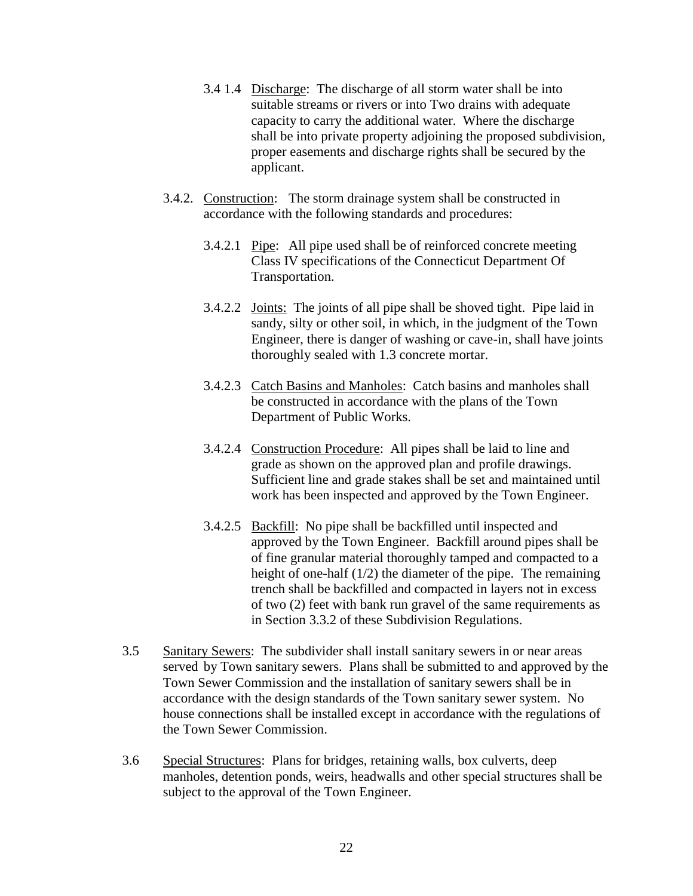3.4 1.4 Discharge: The discharge of all storm water shall be into suitable streams or rivers or into Two drains with adequate capacity to carry the additional water. Where the discharge shall be into private property adjoining the proposed subdivision, proper easements and discharge rights shall be secured by the applicant.

3.4.2. Construction: The storm drainage system shall be constructed in accordance with the following standards and procedures:

3.4.2.1 Pipe: All pipe used shall be of reinforced concrete meeting Class IV specifications of the Connecticut Department Of Transportation.

3.4.2.2 Joints: The joints of all pipe shall be shoved tight. Pipe laid in sandy, silty or other soil, in which, in the judgment of the Town Engineer, there is danger of washing or cave-in, shall have joints thoroughly sealed with 1.3 concrete mortar.

3.4.2.3 Catch Basins and Manholes: Catch basins and manholes shall be constructed in accordance with the plans of the Town Department of Public Works.

3.4.2.4 Construction Procedure: All pipes shall be laid to line and grade as shown on the approved plan and profile drawings. Sufficient line and grade stakes shall be set and maintained until work has been inspected and approved by the Town Engineer.

3.4.2.5 Backfill: No pipe shall be backfilled until inspected and approved by the Town Engineer. Backfill around pipes shall be of fine granular material thoroughly tamped and compacted to a height of one-half (1/2) the diameter of the pipe. The remaining trench shall be backfilled and compacted in layers not in excess of two (2) feet with bank run gravel of the same requirements as in Section 3.3.2 of these Subdivision Regulations.

3.5 Sanitary Sewers: The subdivider shall install sanitary sewers in or near areas served by Town sanitary sewers. Plans shall be submitted to and approved by the Town Sewer Commission and the installation of sanitary sewers shall be in accordance with the design standards of the Town sanitary sewer system. No house connections shall be installed except in accordance with the regulations of the Town Sewer Commission.

3.6 Special Structures: Plans for bridges, retaining walls, box culverts, deep manholes, detention ponds, weirs, headwalls and other special structures shall be subject to the approval of the Town Engineer.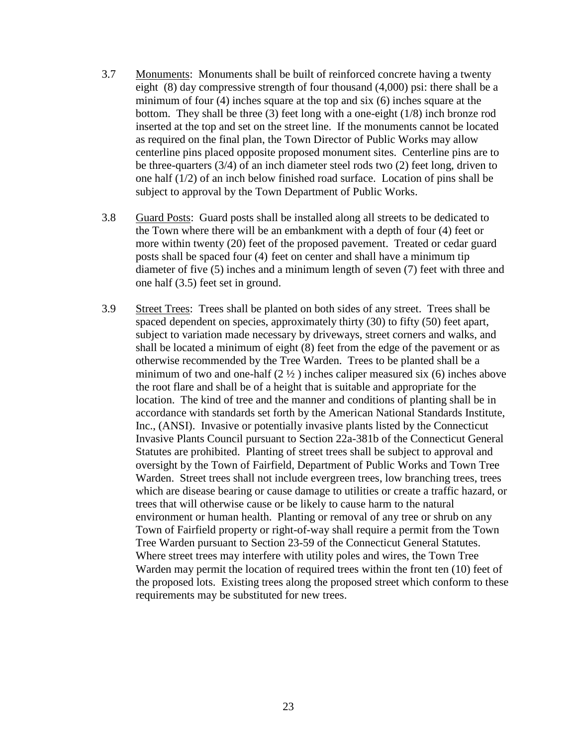3.7 Monuments: Monuments shall be built of reinforced concrete having a twenty eight (8) day compressive strength of four thousand (4,000) psi: there shall be a minimum of four (4) inches square at the top and six (6) inches square at the bottom. They shall be three (3) feet long with a one-eight (1/8) inch bronze rod inserted at the top and set on the street line. If the monuments cannot be located as required on the final plan, the Town Director of Public Works may allow centerline pins placed opposite proposed monument sites. Centerline pins are to be three-quarters (3/4) of an inch diameter steel rods two (2) feet long, driven to one half (1/2) of an inch below finished road surface. Location of pins shall be subject to approval by the Town Department of Public Works.

3.8 Guard Posts: Guard posts shall be installed along all streets to be dedicated to the Town where there will be an embankment with a depth of four (4) feet or more within twenty (20) feet of the proposed pavement. Treated or cedar guard posts shall be spaced four (4) feet on center and shall have a minimum tip diameter of five (5) inches and a minimum length of seven (7) feet with three and one half (3.5) feet set in ground.

3.9 Street Trees: Trees shall be planted on both sides of any street. Trees shall be spaced dependent on species, approximately thirty (30) to fifty (50) feet apart, subject to variation made necessary by driveways, street corners and walks, and shall be located a minimum of eight (8) feet from the edge of the pavement or as otherwise recommended by the Tree Warden. Trees to be planted shall be a minimum of two and one-half (2 ½ ) inches caliper measured six (6) inches above the root flare and shall be of a height that is suitable and appropriate for the location. The kind of tree and the manner and conditions of planting shall be in accordance with standards set forth by the American National Standards Institute, Inc., (ANSI). Invasive or potentially invasive plants listed by the Connecticut Invasive Plants Council pursuant to Section 22a-381b of the Connecticut General Statutes are prohibited. Planting of street trees shall be subject to approval and oversight by the Town of Fairfield, Department of Public Works and Town Tree Warden. Street trees shall not include evergreen trees, low branching trees, trees which are disease bearing or cause damage to utilities or create a traffic hazard, or trees that will otherwise cause or be likely to cause harm to the natural environment or human health. Planting or removal of any tree or shrub on any Town of Fairfield property or right-of-way shall require a permit from the Town Tree Warden pursuant to Section 23-59 of the Connecticut General Statutes. Where street trees may interfere with utility poles and wires, the Town Tree Warden may permit the location of required trees within the front ten (10) feet of the proposed lots. Existing trees along the proposed street which conform to these requirements may be substituted for new trees.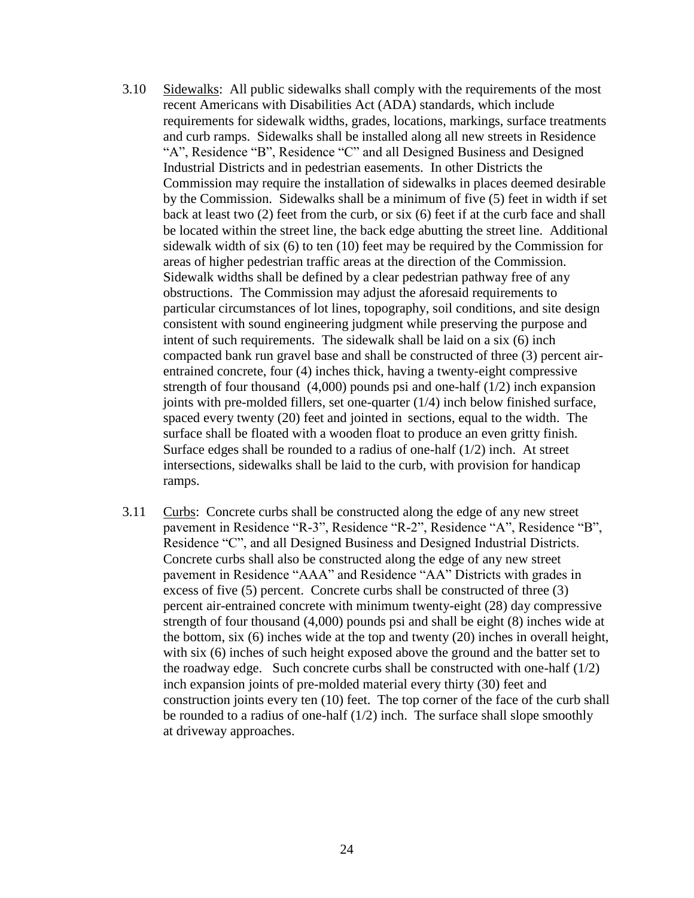3.10 Sidewalks: All public sidewalks shall comply with the requirements of the most recent Americans with Disabilities Act (ADA) standards, which include requirements for sidewalk widths, grades, locations, markings, surface treatments and curb ramps. Sidewalks shall be installed along all new streets in Residence "A", Residence "B", Residence "C" and all Designed Business and Designed Industrial Districts and in pedestrian easements. In other Districts the Commission may require the installation of sidewalks in places deemed desirable by the Commission. Sidewalks shall be a minimum of five (5) feet in width if set back at least two (2) feet from the curb, or six (6) feet if at the curb face and shall be located within the street line, the back edge abutting the street line. Additional sidewalk width of six (6) to ten (10) feet may be required by the Commission for areas of higher pedestrian traffic areas at the direction of the Commission. Sidewalk widths shall be defined by a clear pedestrian pathway free of any obstructions. The Commission may adjust the aforesaid requirements to particular circumstances of lot lines, topography, soil conditions, and site design consistent with sound engineering judgment while preserving the purpose and intent of such requirements. The sidewalk shall be laid on a six (6) inch compacted bank run gravel base and shall be constructed of three (3) percent air-entrained concrete, four (4) inches thick, having a twenty-eight compressive strength of four thousand (4,000) pounds psi and one-half (1/2) inch expansion joints with pre-molded fillers, set one-quarter (1/4) inch below finished surface, spaced every twenty (20) feet and jointed in sections, equal to the width. The surface shall be floated with a wooden float to produce an even gritty finish. Surface edges shall be rounded to a radius of one-half (1/2) inch. At street intersections, sidewalks shall be laid to the curb, with provision for handicap ramps.

3.11 Curbs: Concrete curbs shall be constructed along the edge of any new street pavement in Residence "R-3", Residence "R-2", Residence "A", Residence "B", Residence "C", and all Designed Business and Designed Industrial Districts. Concrete curbs shall also be constructed along the edge of any new street pavement in Residence "AAA" and Residence "AA" Districts with grades in excess of five (5) percent. Concrete curbs shall be constructed of three (3) percent air-entrained concrete with minimum twenty-eight (28) day compressive strength of four thousand (4,000) pounds psi and shall be eight (8) inches wide at the bottom, six (6) inches wide at the top and twenty (20) inches in overall height, with six (6) inches of such height exposed above the ground and the batter set to the roadway edge. Such concrete curbs shall be constructed with one-half (1/2) inch expansion joints of pre-molded material every thirty (30) feet and construction joints every ten (10) feet. The top corner of the face of the curb shall be rounded to a radius of one-half (1/2) inch. The surface shall slope smoothly at driveway approaches.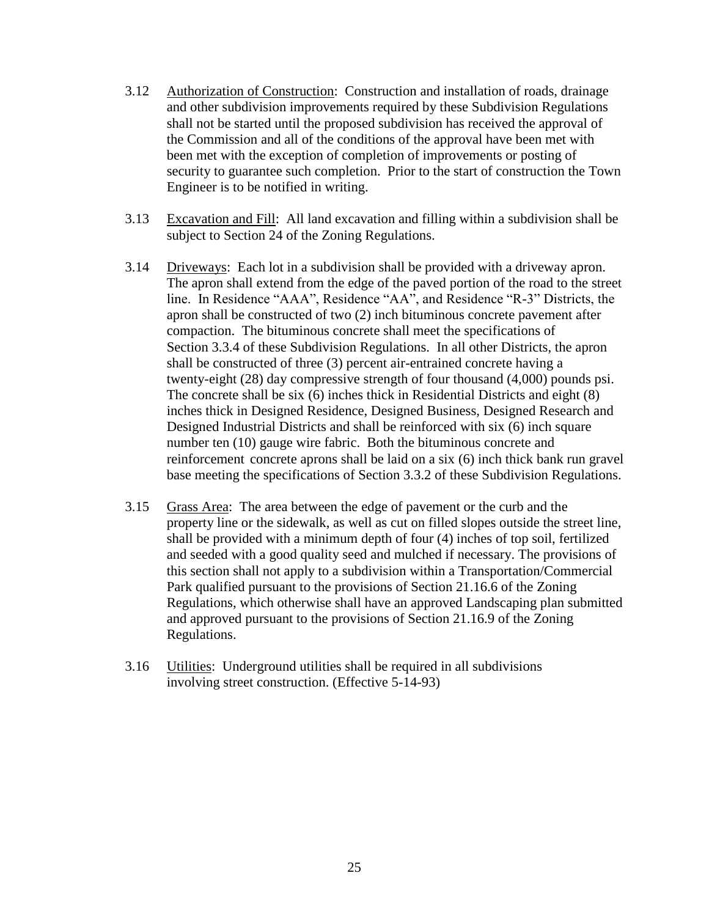3.12 Authorization of Construction: Construction and installation of roads, drainage and other subdivision improvements required by these Subdivision Regulations shall not be started until the proposed subdivision has received the approval of the Commission and all of the conditions of the approval have been met with been met with the exception of completion of improvements or posting of security to guarantee such completion. Prior to the start of construction the Town Engineer is to be notified in writing.

3.13 Excavation and Fill: All land excavation and filling within a subdivision shall be subject to Section 24 of the Zoning Regulations.

3.14 Driveways: Each lot in a subdivision shall be provided with a driveway apron. The apron shall extend from the edge of the paved portion of the road to the street line. In Residence "AAA", Residence "AA", and Residence "R-3" Districts, the apron shall be constructed of two (2) inch bituminous concrete pavement after compaction. The bituminous concrete shall meet the specifications of Section 3.3.4 of these Subdivision Regulations. In all other Districts, the apron shall be constructed of three (3) percent air-entrained concrete having a twenty-eight (28) day compressive strength of four thousand (4,000) pounds psi. The concrete shall be six (6) inches thick in Residential Districts and eight (8) inches thick in Designed Residence, Designed Business, Designed Research and Designed Industrial Districts and shall be reinforced with six (6) inch square number ten (10) gauge wire fabric. Both the bituminous concrete and reinforcement concrete aprons shall be laid on a six (6) inch thick bank run gravel base meeting the specifications of Section 3.3.2 of these Subdivision Regulations.

3.15 Grass Area: The area between the edge of pavement or the curb and the property line or the sidewalk, as well as cut on filled slopes outside the street line, shall be provided with a minimum depth of four (4) inches of top soil, fertilized and seeded with a good quality seed and mulched if necessary. The provisions of this section shall not apply to a subdivision within a Transportation/Commercial Park qualified pursuant to the provisions of Section 21.16.6 of the Zoning Regulations, which otherwise shall have an approved Landscaping plan submitted and approved pursuant to the provisions of Section 21.16.9 of the Zoning Regulations.

3.16 Utilities: Underground utilities shall be required in all subdivisions involving street construction. (Effective 5-14-93)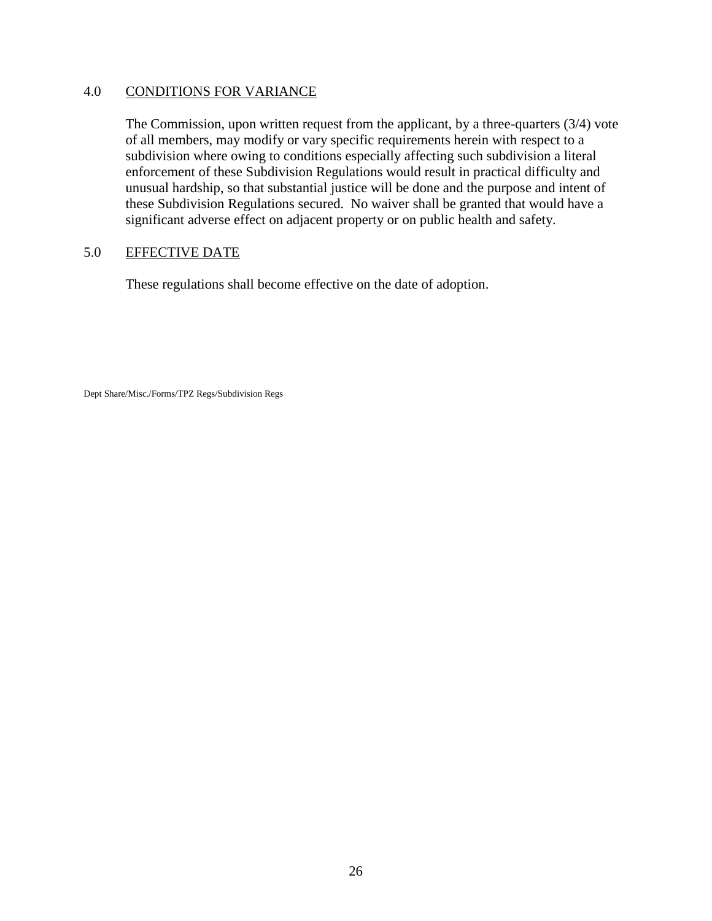## 4.0 CONDITIONS FOR VARIANCE

The Commission, upon written request from the applicant, by a three-quarters (3/4) vote of all members, may modify or vary specific requirements herein with respect to a subdivision where owing to conditions especially affecting such subdivision a literal enforcement of these Subdivision Regulations would result in practical difficulty and unusual hardship, so that substantial justice will be done and the purpose and intent of these Subdivision Regulations secured. No waiver shall be granted that would have a significant adverse effect on adjacent property or on public health and safety.

## 5.0 EFFECTIVE DATE

These regulations shall become effective on the date of adoption.

Dept Share/Misc./Forms/TPZ Regs/Subdivision Regs